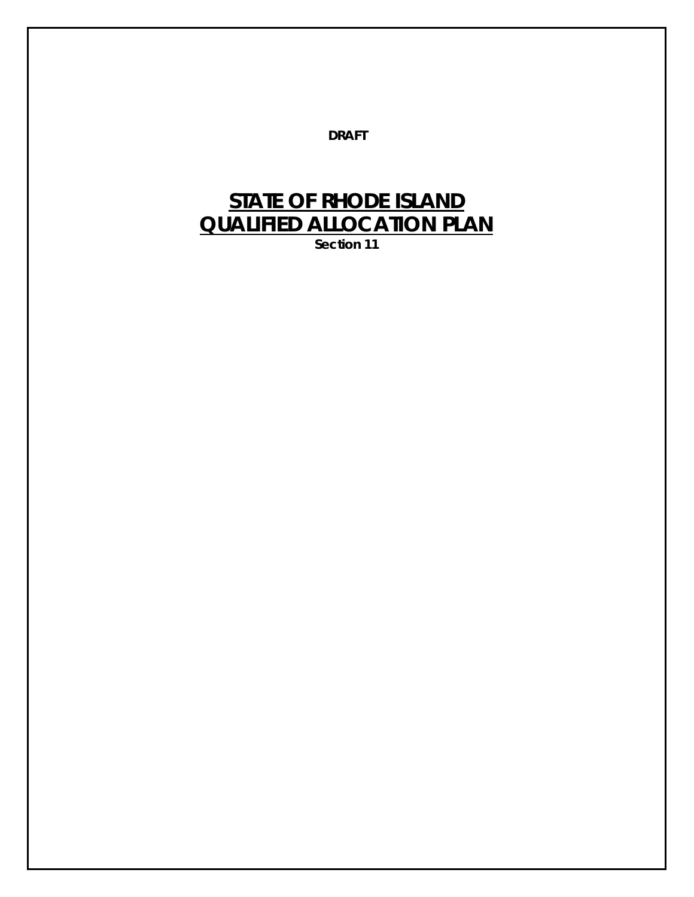**DRAFT**

# STATE OF RHODE ISLAND QUALIFIED ALLOCATION PLAN

**Section 11**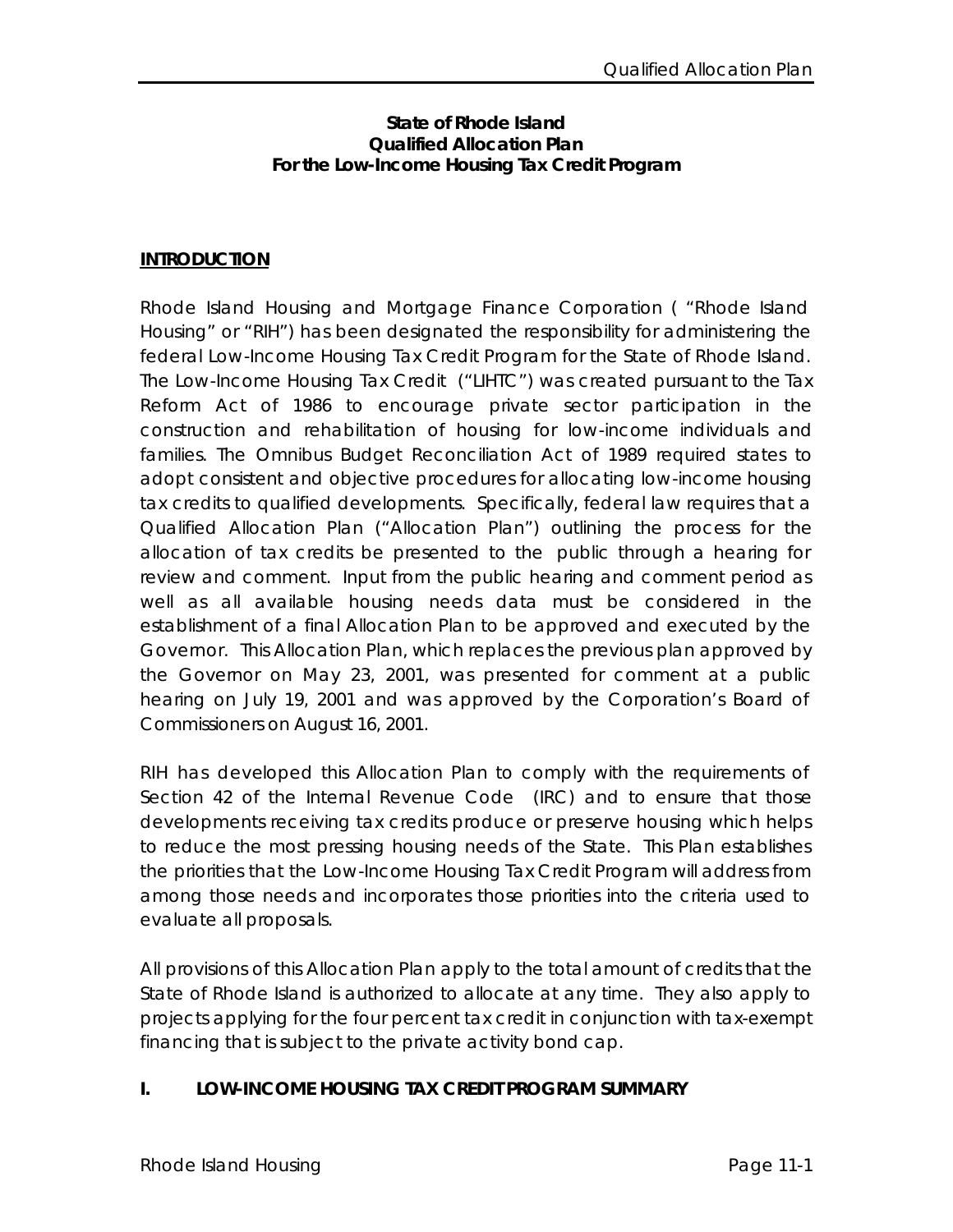**State of Rhode Island**
**Qualified Allocation Plan**
**For the Low-Income Housing Tax Credit Program**

## INTRODUCTION

Rhode Island Housing and Mortgage Finance Corporation ( "Rhode Island Housing" or "RIH") has been designated the responsibility for administering the federal Low-Income Housing Tax Credit Program for the State of Rhode Island. The Low-Income Housing Tax Credit ("LIHTC") was created pursuant to the Tax Reform Act of 1986 to encourage private sector participation in the construction and rehabilitation of housing for low-income individuals and families. The Omnibus Budget Reconciliation Act of 1989 required states to adopt consistent and objective procedures for allocating low-income housing tax credits to qualified developments. Specifically, federal law requires that a Qualified Allocation Plan ("Allocation Plan") outlining the process for the allocation of tax credits be presented to the public through a hearing for review and comment. Input from the public hearing and comment period as well as all available housing needs data must be considered in the establishment of a final Allocation Plan to be approved and executed by the Governor. This Allocation Plan, which replaces the previous plan approved by the Governor on May 23, 2001, was presented for comment at a public hearing on July 19, 2001 and was approved by the Corporation's Board of Commissioners on August 16, 2001.

RIH has developed this Allocation Plan to comply with the requirements of Section 42 of the Internal Revenue Code (IRC) and to ensure that those developments receiving tax credits produce or preserve housing which helps to reduce the most pressing housing needs of the State. This Plan establishes the priorities that the Low-Income Housing Tax Credit Program will address from among those needs and incorporates those priorities into the criteria used to evaluate all proposals.

All provisions of this Allocation Plan apply to the total amount of credits that the State of Rhode Island is authorized to allocate at any time. They also apply to projects applying for the four percent tax credit in conjunction with tax-exempt financing that is subject to the private activity bond cap.

## I. LOW-INCOME HOUSING TAX CREDIT PROGRAM SUMMARY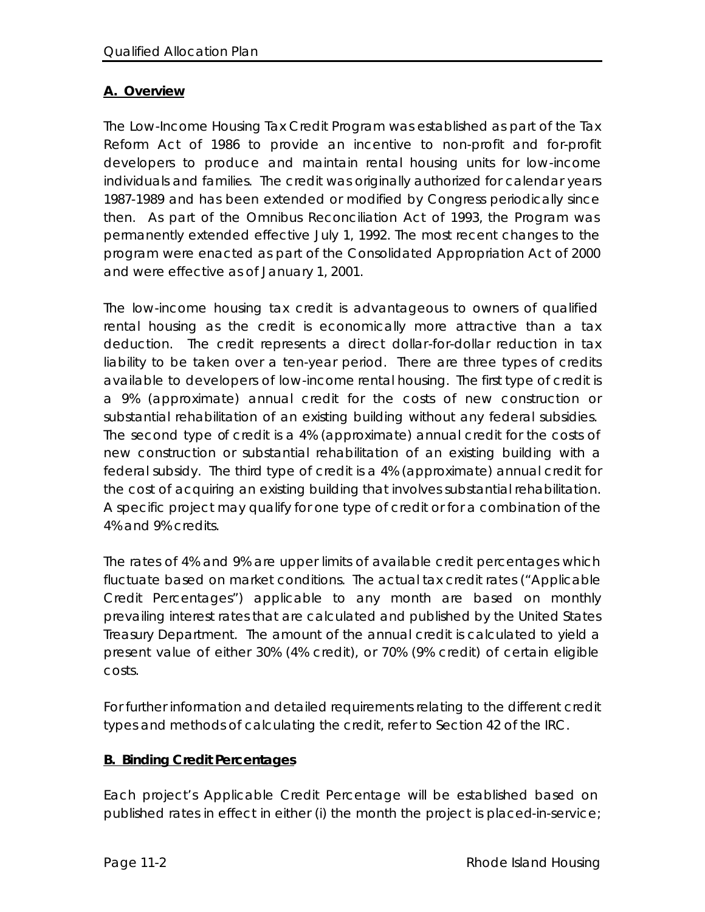## A. Overview

The Low-Income Housing Tax Credit Program was established as part of the Tax Reform Act of 1986 to provide an incentive to non-profit and for-profit developers to produce and maintain rental housing units for low-income individuals and families. The credit was originally authorized for calendar years 1987-1989 and has been extended or modified by Congress periodically since then. As part of the Omnibus Reconciliation Act of 1993, the Program was permanently extended effective July 1, 1992. The most recent changes to the program were enacted as part of the Consolidated Appropriation Act of 2000 and were effective as of January 1, 2001.

The low-income housing tax credit is advantageous to owners of qualified rental housing as the credit is economically more attractive than a tax deduction. The credit represents a direct dollar-for-dollar reduction in tax liability to be taken over a ten-year period. There are three types of credits available to developers of low-income rental housing. The first type of credit is a 9% (approximate) annual credit for the costs of new construction or substantial rehabilitation of an existing building without any federal subsidies. The second type of credit is a 4% (approximate) annual credit for the costs of new construction or substantial rehabilitation of an existing building with a federal subsidy. The third type of credit is a 4% (approximate) annual credit for the cost of acquiring an existing building that involves substantial rehabilitation. A specific project may qualify for one type of credit or for a combination of the 4% and 9% credits.

The rates of 4% and 9% are upper limits of available credit percentages which fluctuate based on market conditions. The actual tax credit rates ("Applicable Credit Percentages") applicable to any month are based on monthly prevailing interest rates that are calculated and published by the United States Treasury Department. The amount of the annual credit is calculated to yield a present value of either 30% (4% credit), or 70% (9% credit) of certain eligible costs.

For further information and detailed requirements relating to the different credit types and methods of calculating the credit, refer to Section 42 of the IRC.

## B. Binding Credit Percentages

Each project's Applicable Credit Percentage will be established based on published rates in effect in either (i) the month the project is placed-in-service;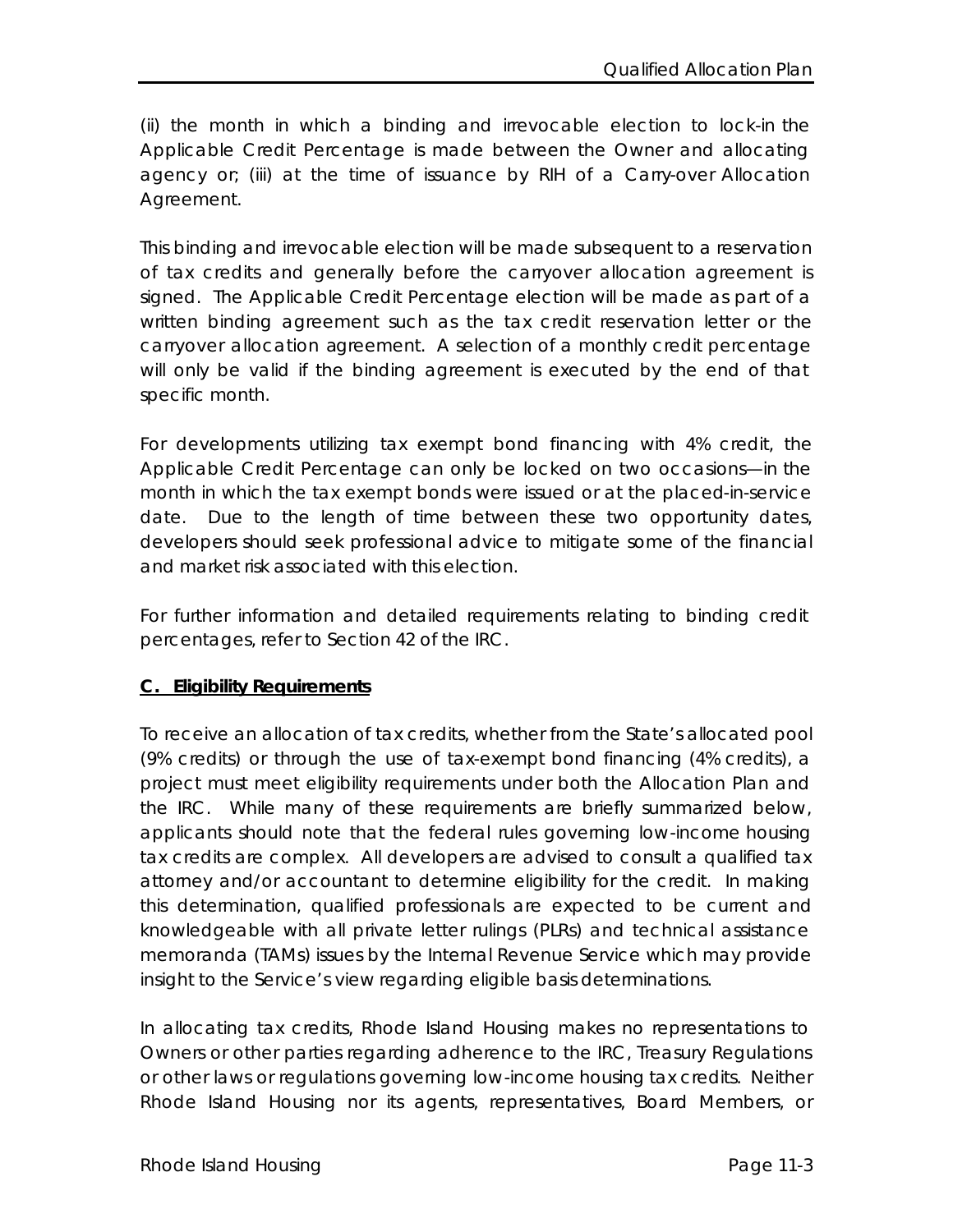(ii) the month in which a binding and irrevocable election to lock-in the Applicable Credit Percentage is made between the Owner and allocating agency or; (iii) at the time of issuance by RIH of a Carry-over Allocation Agreement.

This binding and irrevocable election will be made subsequent to a reservation of tax credits and generally before the carryover allocation agreement is signed. The Applicable Credit Percentage election will be made as part of a written binding agreement such as the tax credit reservation letter or the carryover allocation agreement. A selection of a monthly credit percentage will only be valid if the binding agreement is executed by the end of that specific month.

For developments utilizing tax exempt bond financing with 4% credit, the Applicable Credit Percentage can only be locked on two occasions—in the month in which the tax exempt bonds were issued or at the placed-in-service date. Due to the length of time between these two opportunity dates, developers should seek professional advice to mitigate some of the financial and market risk associated with this election.

For further information and detailed requirements relating to binding credit percentages, refer to Section 42 of the IRC.

**C. Eligibility Requirements**

To receive an allocation of tax credits, whether from the State's allocated pool (9% credits) or through the use of tax-exempt bond financing (4% credits), a project must meet eligibility requirements under both the Allocation Plan and the IRC. While many of these requirements are briefly summarized below, applicants should note that the federal rules governing low-income housing tax credits are complex. All developers are advised to consult a qualified tax attorney and/or accountant to determine eligibility for the credit. In making this determination, qualified professionals are expected to be current and knowledgeable with all private letter rulings (PLRs) and technical assistance memoranda (TAMs) issues by the Internal Revenue Service which may provide insight to the Service's view regarding eligible basis determinations.

In allocating tax credits, Rhode Island Housing makes no representations to Owners or other parties regarding adherence to the IRC, Treasury Regulations or other laws or regulations governing low-income housing tax credits. Neither Rhode Island Housing nor its agents, representatives, Board Members, or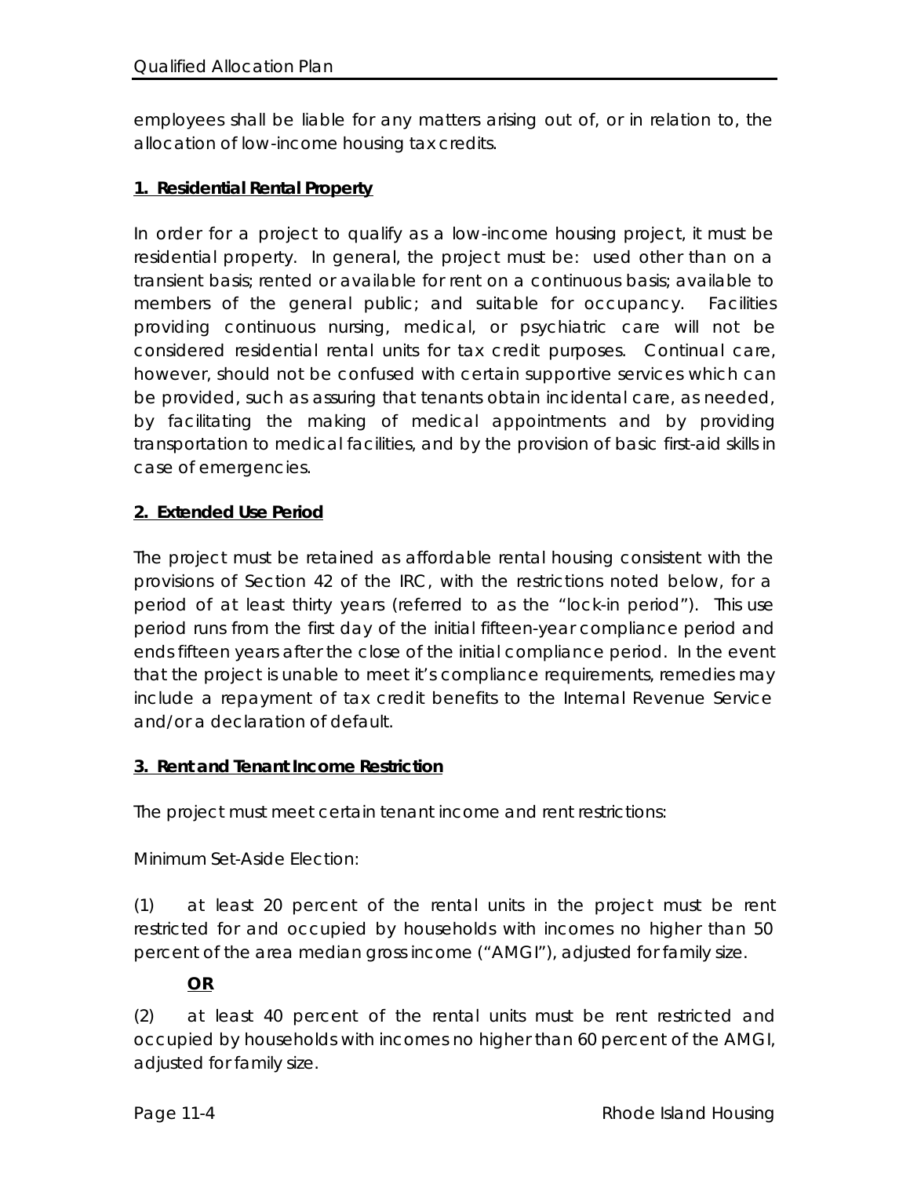employees shall be liable for any matters arising out of, or in relation to, the allocation of low-income housing tax credits.

**1. Residential Rental Property**

In order for a project to qualify as a low-income housing project, it must be residential property. In general, the project must be: used other than on a transient basis; rented or available for rent on a continuous basis; available to members of the general public; and suitable for occupancy. Facilities providing continuous nursing, medical, or psychiatric care will not be considered residential rental units for tax credit purposes. Continual care, however, should not be confused with certain supportive services which can be provided, such as assuring that tenants obtain incidental care, as needed, by facilitating the making of medical appointments and by providing transportation to medical facilities, and by the provision of basic first-aid skills in case of emergencies.

**2. Extended Use Period**

The project must be retained as affordable rental housing consistent with the provisions of Section 42 of the IRC, with the restrictions noted below, for a period of at least thirty years (referred to as the "lock-in period"). This use period runs from the first day of the initial fifteen-year compliance period and ends fifteen years after the close of the initial compliance period. In the event that the project is unable to meet it's compliance requirements, remedies may include a repayment of tax credit benefits to the Internal Revenue Service and/or a declaration of default.

**3. Rent and Tenant Income Restriction**

The project must meet certain tenant income and rent restrictions:

Minimum Set-Aside Election:

(1) at least 20 percent of the rental units in the project must be rent restricted for and occupied by households with incomes no higher than 50 percent of the area median gross income ("AMGI"), adjusted for family size.

**OR**

(2) at least 40 percent of the rental units must be rent restricted and occupied by households with incomes no higher than 60 percent of the AMGI, adjusted for family size.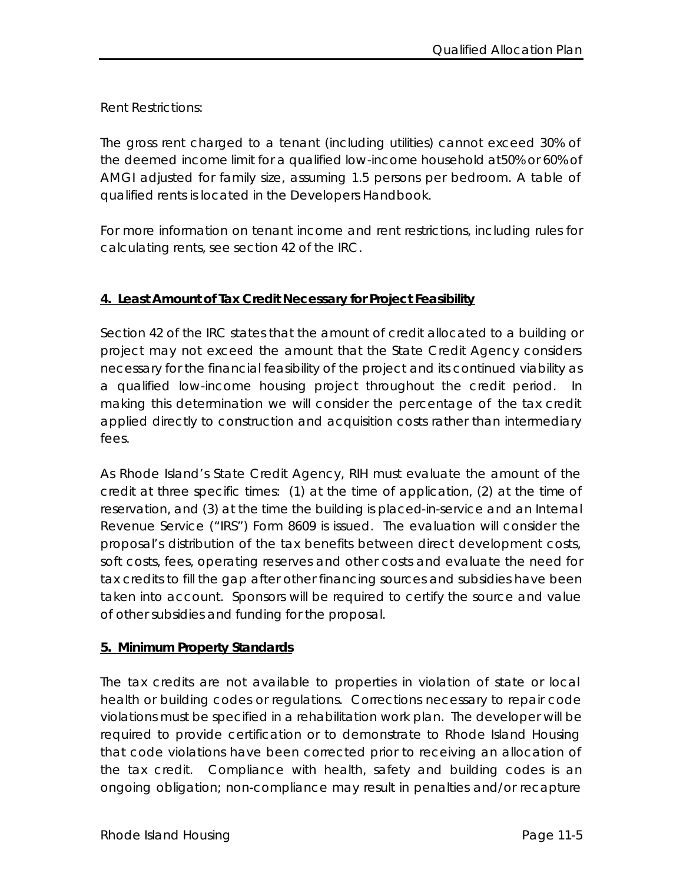Rent Restrictions:

The gross rent charged to a tenant (including utilities) cannot exceed 30% of the deemed income limit for a qualified low-income household at50% or 60% of AMGI adjusted for family size, assuming 1.5 persons per bedroom. A table of qualified rents is located in the Developers Handbook.

For more information on tenant income and rent restrictions, including rules for calculating rents, see section 42 of the IRC.

## 4. Least Amount of Tax Credit Necessary for Project Feasibility

Section 42 of the IRC states that the amount of credit allocated to a building or project may not exceed the amount that the State Credit Agency considers necessary for the financial feasibility of the project and its continued viability as a qualified low-income housing project throughout the credit period. In making this determination we will consider the percentage of the tax credit applied directly to construction and acquisition costs rather than intermediary fees.

As Rhode Island's State Credit Agency, RIH must evaluate the amount of the credit at three specific times: (1) at the time of application, (2) at the time of reservation, and (3) at the time the building is placed-in-service and an Internal Revenue Service ("IRS") Form 8609 is issued. The evaluation will consider the proposal's distribution of the tax benefits between direct development costs, soft costs, fees, operating reserves and other costs and evaluate the need for tax credits to fill the gap after other financing sources and subsidies have been taken into account. Sponsors will be required to certify the source and value of other subsidies and funding for the proposal.

## 5. Minimum Property Standards

The tax credits are not available to properties in violation of state or local health or building codes or regulations. Corrections necessary to repair code violations must be specified in a rehabilitation work plan. The developer will be required to provide certification or to demonstrate to Rhode Island Housing that code violations have been corrected prior to receiving an allocation of the tax credit. Compliance with health, safety and building codes is an ongoing obligation; non-compliance may result in penalties and/or recapture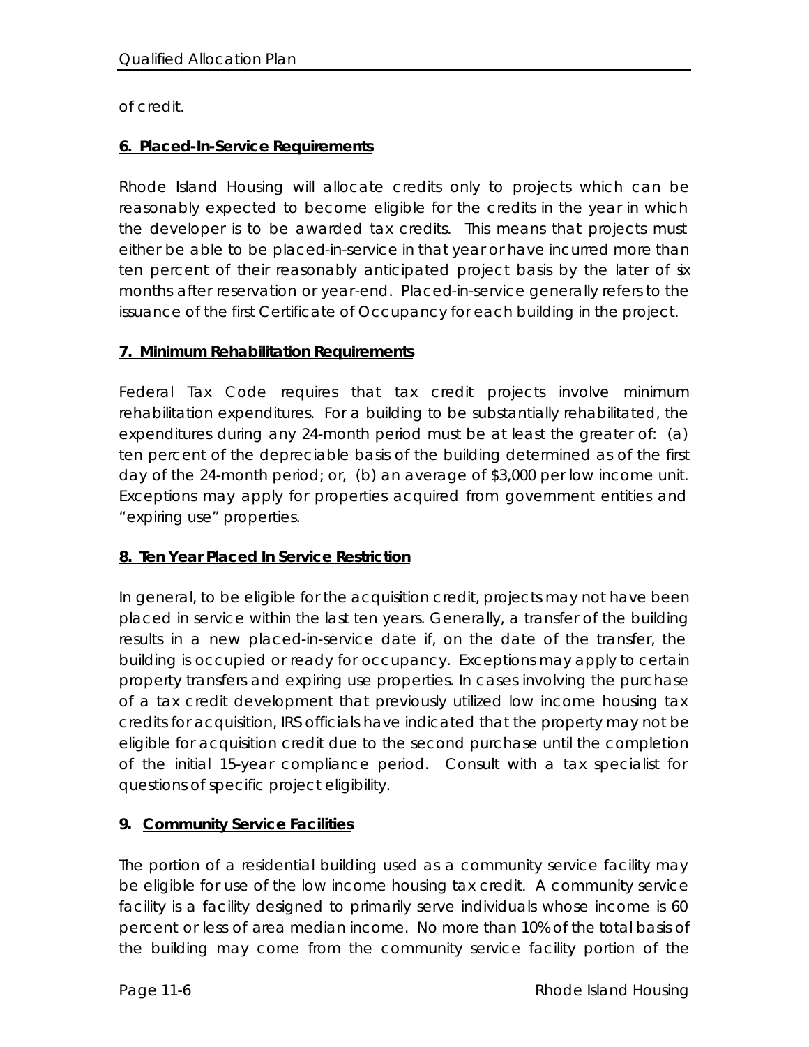of credit.

**6. Placed-In-Service Requirements**

Rhode Island Housing will allocate credits only to projects which can be reasonably expected to become eligible for the credits in the year in which the developer is to be awarded tax credits. This means that projects must either be able to be placed-in-service in that year or have incurred more than ten percent of their reasonably anticipated project basis by the later of six months after reservation or year-end. Placed-in-service generally refers to the issuance of the first Certificate of Occupancy for each building in the project.

**7. Minimum Rehabilitation Requirements**

Federal Tax Code requires that tax credit projects involve minimum rehabilitation expenditures. For a building to be substantially rehabilitated, the expenditures during any 24-month period must be at least the greater of: (a) ten percent of the depreciable basis of the building determined as of the first day of the 24-month period; or, (b) an average of $3,000 per low income unit. Exceptions may apply for properties acquired from government entities and "expiring use" properties.

**8. Ten Year Placed In Service Restriction**

In general, to be eligible for the acquisition credit, projects may not have been placed in service within the last ten years. Generally, a transfer of the building results in a new placed-in-service date if, on the date of the transfer, the building is occupied or ready for occupancy. Exceptions may apply to certain property transfers and expiring use properties. In cases involving the purchase of a tax credit development that previously utilized low income housing tax credits for acquisition, IRS officials have indicated that the property may not be eligible for acquisition credit due to the second purchase until the completion of the initial 15-year compliance period. Consult with a tax specialist for questions of specific project eligibility.

**9. Community Service Facilities**

The portion of a residential building used as a community service facility may be eligible for use of the low income housing tax credit. A community service facility is a facility designed to primarily serve individuals whose income is 60 percent or less of area median income. No more than 10% of the total basis of the building may come from the community service facility portion of the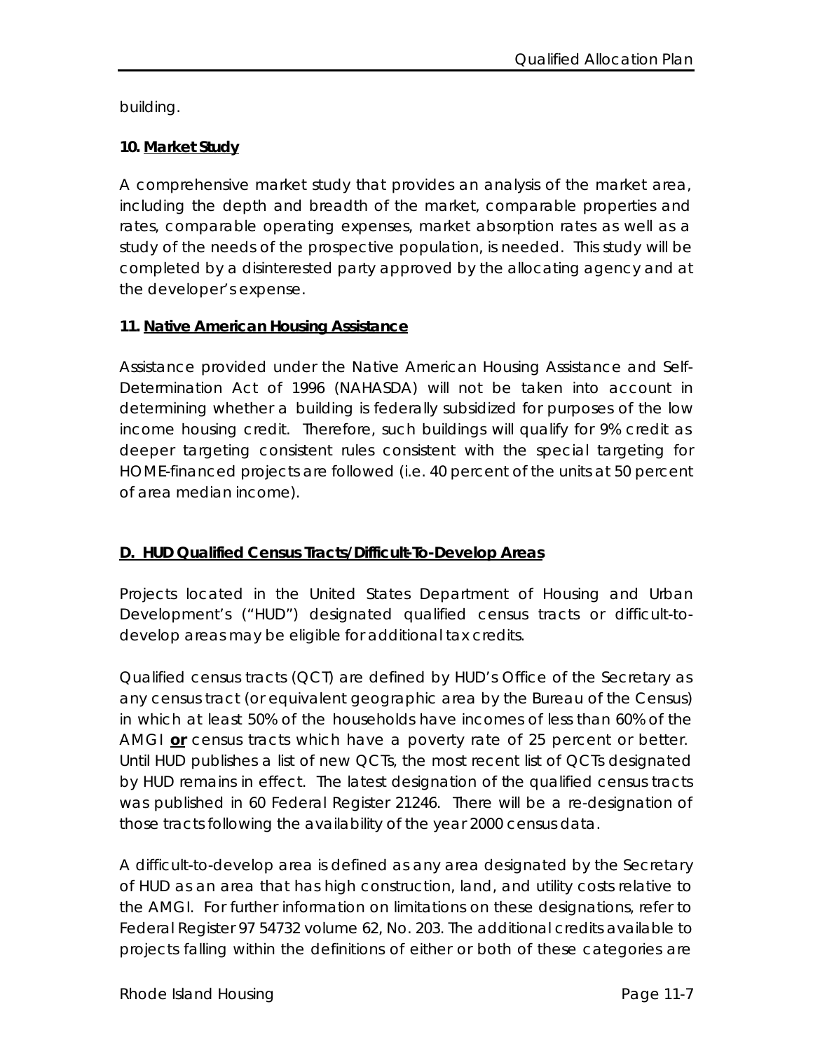building.

**10. Market Study**

A comprehensive market study that provides an analysis of the market area, including the depth and breadth of the market, comparable properties and rates, comparable operating expenses, market absorption rates as well as a study of the needs of the prospective population, is needed. This study will be completed by a disinterested party approved by the allocating agency and at the developer's expense.

**11. Native American Housing Assistance**

Assistance provided under the Native American Housing Assistance and Self-Determination Act of 1996 (NAHASDA) will not be taken into account in determining whether a building is federally subsidized for purposes of the low income housing credit. Therefore, such buildings will qualify for 9% credit as deeper targeting consistent rules consistent with the special targeting for HOME-financed projects are followed (i.e. 40 percent of the units at 50 percent of area median income).

## D. HUD Qualified Census Tracts/Difficult-To-Develop Areas

Projects located in the United States Department of Housing and Urban Development's ("HUD") designated qualified census tracts or difficult-to-develop areas may be eligible for additional tax credits.

Qualified census tracts (QCT) are defined by HUD's Office of the Secretary as any census tract (or equivalent geographic area by the Bureau of the Census) in which at least 50% of the households have incomes of less than 60% of the AMGI **or** census tracts which have a poverty rate of 25 percent or better. Until HUD publishes a list of new QCTs, the most recent list of QCTs designated by HUD remains in effect. The latest designation of the qualified census tracts was published in 60 Federal Register 21246. There will be a re-designation of those tracts following the availability of the year 2000 census data.

A difficult-to-develop area is defined as any area designated by the Secretary of HUD as an area that has high construction, land, and utility costs relative to the AMGI. For further information on limitations on these designations, refer to Federal Register 97 54732 volume 62, No. 203. The additional credits available to projects falling within the definitions of either or both of these categories are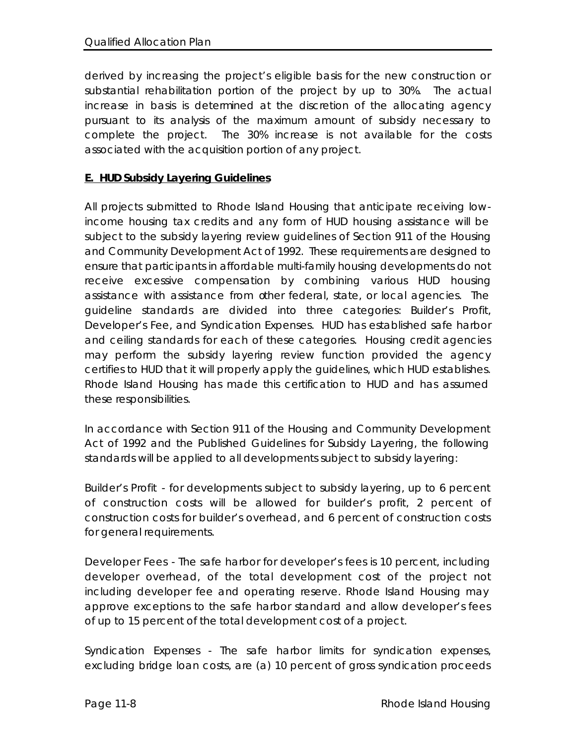derived by increasing the project's eligible basis for the new construction or substantial rehabilitation portion of the project by up to 30%. The actual increase in basis is determined at the discretion of the allocating agency pursuant to its analysis of the maximum amount of subsidy necessary to complete the project. The 30% increase is not available for the costs associated with the acquisition portion of any project.

## E. HUD Subsidy Layering Guidelines

All projects submitted to Rhode Island Housing that anticipate receiving low-income housing tax credits and any form of HUD housing assistance will be subject to the subsidy layering review guidelines of Section 911 of the Housing and Community Development Act of 1992. These requirements are designed to ensure that participants in affordable multi-family housing developments do not receive excessive compensation by combining various HUD housing assistance with assistance from other federal, state, or local agencies. The guideline standards are divided into three categories: Builder's Profit, Developer's Fee, and Syndication Expenses. HUD has established safe harbor and ceiling standards for each of these categories. Housing credit agencies may perform the subsidy layering review function provided the agency certifies to HUD that it will properly apply the guidelines, which HUD establishes. Rhode Island Housing has made this certification to HUD and has assumed these responsibilities.

In accordance with Section 911 of the Housing and Community Development Act of 1992 and the Published Guidelines for Subsidy Layering, the following standards will be applied to all developments subject to subsidy layering:

Builder's Profit - for developments subject to subsidy layering, up to 6 percent of construction costs will be allowed for builder's profit, 2 percent of construction costs for builder's overhead, and 6 percent of construction costs for general requirements.

Developer Fees - The safe harbor for developer's fees is 10 percent, including developer overhead, of the total development cost of the project not including developer fee and operating reserve. Rhode Island Housing may approve exceptions to the safe harbor standard and allow developer's fees of up to 15 percent of the total development cost of a project.

Syndication Expenses - The safe harbor limits for syndication expenses, excluding bridge loan costs, are (a) 10 percent of gross syndication proceeds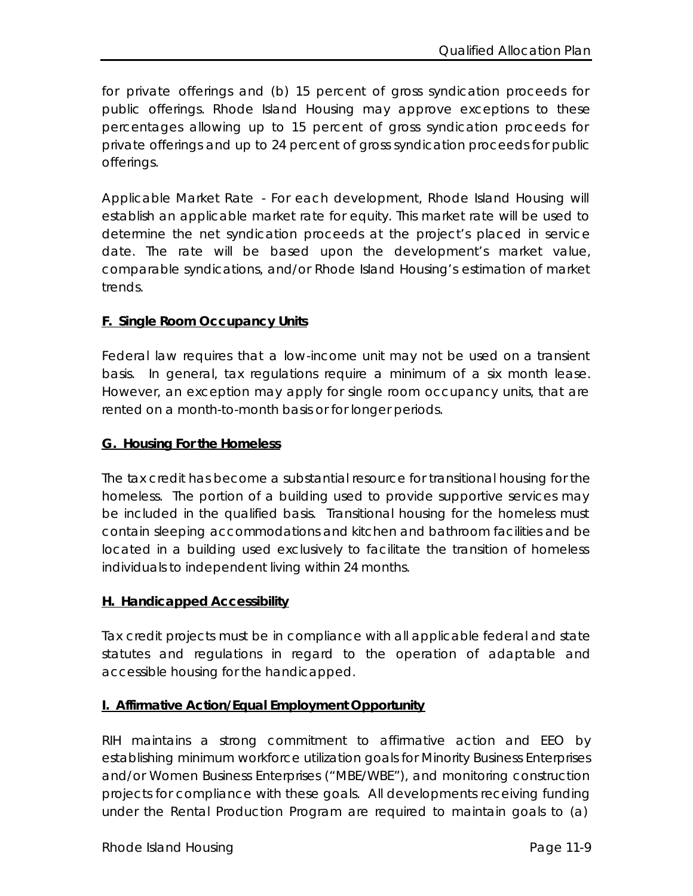for private offerings and (b) 15 percent of gross syndication proceeds for public offerings. Rhode Island Housing may approve exceptions to these percentages allowing up to 15 percent of gross syndication proceeds for private offerings and up to 24 percent of gross syndication proceeds for public offerings.

Applicable Market Rate - For each development, Rhode Island Housing will establish an applicable market rate for equity. This market rate will be used to determine the net syndication proceeds at the project's placed in service date. The rate will be based upon the development's market value, comparable syndications, and/or Rhode Island Housing's estimation of market trends.

**F. Single Room Occupancy Units**

Federal law requires that a low-income unit may not be used on a transient basis. In general, tax regulations require a minimum of a six month lease. However, an exception may apply for single room occupancy units, that are rented on a month-to-month basis or for longer periods.

**G. Housing For the Homeless**

The tax credit has become a substantial resource for transitional housing for the homeless. The portion of a building used to provide supportive services may be included in the qualified basis. Transitional housing for the homeless must contain sleeping accommodations and kitchen and bathroom facilities and be located in a building used exclusively to facilitate the transition of homeless individuals to independent living within 24 months.

**H. Handicapped Accessibility**

Tax credit projects must be in compliance with all applicable federal and state statutes and regulations in regard to the operation of adaptable and accessible housing for the handicapped.

**I. Affirmative Action/Equal Employment Opportunity**

RIH maintains a strong commitment to affirmative action and EEO by establishing minimum workforce utilization goals for Minority Business Enterprises and/or Women Business Enterprises ("MBE/WBE"), and monitoring construction projects for compliance with these goals. All developments receiving funding under the Rental Production Program are required to maintain goals to (a)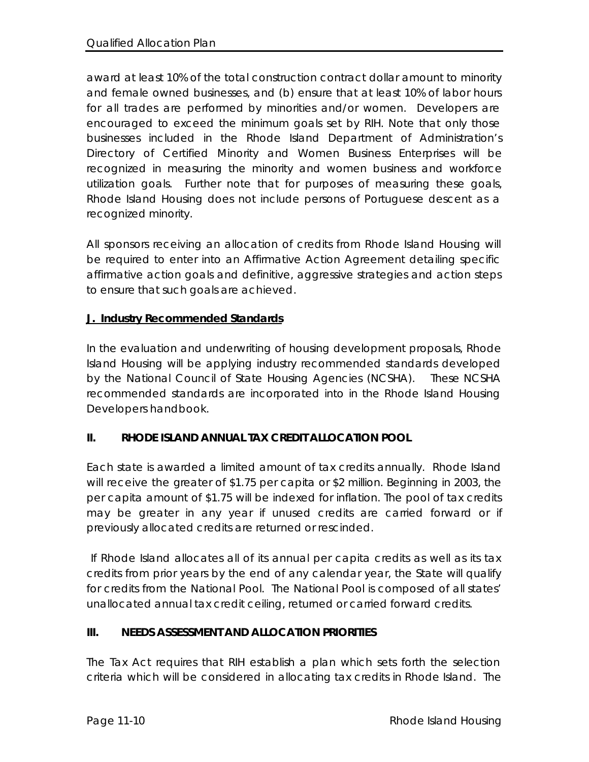award at least 10% of the total construction contract dollar amount to minority and female owned businesses, and (b) ensure that at least 10% of labor hours for all trades are performed by minorities and/or women. Developers are encouraged to exceed the minimum goals set by RIH. Note that only those businesses included in the Rhode Island Department of Administration's Directory of Certified Minority and Women Business Enterprises will be recognized in measuring the minority and women business and workforce utilization goals. Further note that for purposes of measuring these goals, Rhode Island Housing does not include persons of Portuguese descent as a recognized minority.

All sponsors receiving an allocation of credits from Rhode Island Housing will be required to enter into an Affirmative Action Agreement detailing specific affirmative action goals and definitive, aggressive strategies and action steps to ensure that such goals are achieved.

### J. Industry Recommended Standards

In the evaluation and underwriting of housing development proposals, Rhode Island Housing will be applying industry recommended standards developed by the National Council of State Housing Agencies (NCSHA). These NCSHA recommended standards are incorporated into in the Rhode Island Housing Developers handbook.

## II. RHODE ISLAND ANNUAL TAX CREDIT ALLOCATION POOL

Each state is awarded a limited amount of tax credits annually. Rhode Island will receive the greater of $1.75 per capita or $2 million. Beginning in 2003, the per capita amount of $1.75 will be indexed for inflation. The pool of tax credits may be greater in any year if unused credits are carried forward or if previously allocated credits are returned or rescinded.

If Rhode Island allocates all of its annual per capita credits as well as its tax credits from prior years by the end of any calendar year, the State will qualify for credits from the National Pool. The National Pool is composed of all states' unallocated annual tax credit ceiling, returned or carried forward credits.

## III. NEEDS ASSESSMENT AND ALLOCATION PRIORITIES

The Tax Act requires that RIH establish a plan which sets forth the selection criteria which will be considered in allocating tax credits in Rhode Island. The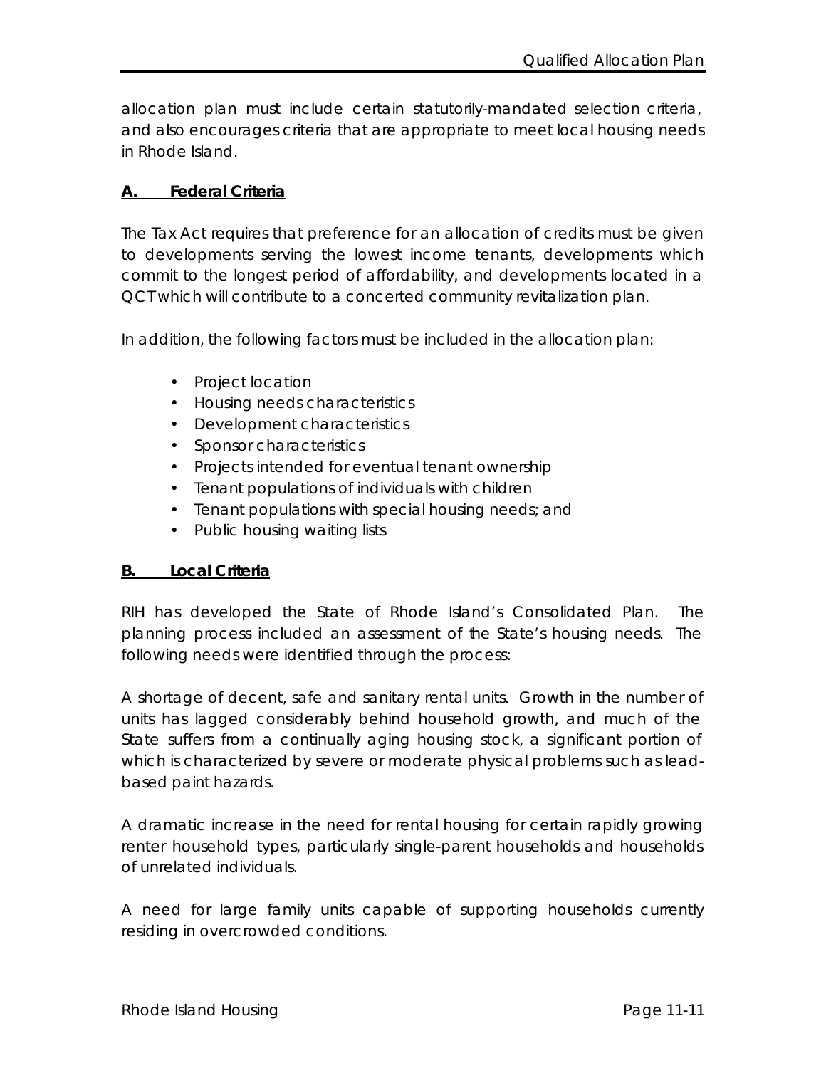allocation plan must include certain statutorily-mandated selection criteria, and also encourages criteria that are appropriate to meet local housing needs in Rhode Island.

## A. Federal Criteria

The Tax Act requires that preference for an allocation of credits must be given to developments serving the lowest income tenants, developments which commit to the longest period of affordability, and developments located in a QCT which will contribute to a concerted community revitalization plan.

In addition, the following factors must be included in the allocation plan:

- Project location
- Housing needs characteristics
- Development characteristics
- Sponsor characteristics
- Projects intended for eventual tenant ownership
- Tenant populations of individuals with children
- Tenant populations with special housing needs; and
- Public housing waiting lists

## B. Local Criteria

RIH has developed the State of Rhode Island's Consolidated Plan. The planning process included an assessment of the State's housing needs. The following needs were identified through the process:

A shortage of decent, safe and sanitary rental units. Growth in the number of units has lagged considerably behind household growth, and much of the State suffers from a continually aging housing stock, a significant portion of which is characterized by severe or moderate physical problems such as lead-based paint hazards.

A dramatic increase in the need for rental housing for certain rapidly growing renter household types, particularly single-parent households and households of unrelated individuals.

A need for large family units capable of supporting households currently residing in overcrowded conditions.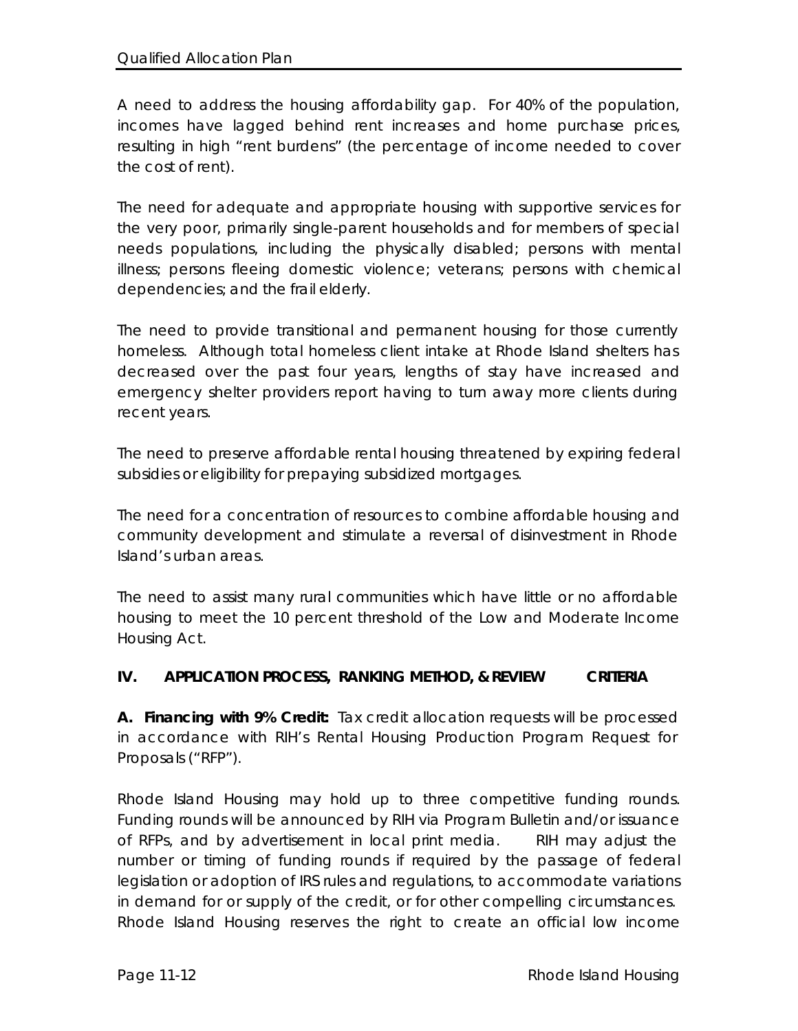A need to address the housing affordability gap. For 40% of the population, incomes have lagged behind rent increases and home purchase prices, resulting in high "rent burdens" (the percentage of income needed to cover the cost of rent).

The need for adequate and appropriate housing with supportive services for the very poor, primarily single-parent households and for members of special needs populations, including the physically disabled; persons with mental illness; persons fleeing domestic violence; veterans; persons with chemical dependencies; and the frail elderly.

The need to provide transitional and permanent housing for those currently homeless. Although total homeless client intake at Rhode Island shelters has decreased over the past four years, lengths of stay have increased and emergency shelter providers report having to turn away more clients during recent years.

The need to preserve affordable rental housing threatened by expiring federal subsidies or eligibility for prepaying subsidized mortgages.

The need for a concentration of resources to combine affordable housing and community development and stimulate a reversal of disinvestment in Rhode Island's urban areas.

The need to assist many rural communities which have little or no affordable housing to meet the 10 percent threshold of the Low and Moderate Income Housing Act.

## IV. APPLICATION PROCESS, RANKING METHOD, & REVIEW CRITERIA

**A. Financing with 9% Credit:** Tax credit allocation requests will be processed in accordance with RIH's Rental Housing Production Program Request for Proposals ("RFP").

Rhode Island Housing may hold up to three competitive funding rounds. Funding rounds will be announced by RIH via Program Bulletin and/or issuance of RFPs, and by advertisement in local print media. RIH may adjust the number or timing of funding rounds if required by the passage of federal legislation or adoption of IRS rules and regulations, to accommodate variations in demand for or supply of the credit, or for other compelling circumstances. Rhode Island Housing reserves the right to create an official low income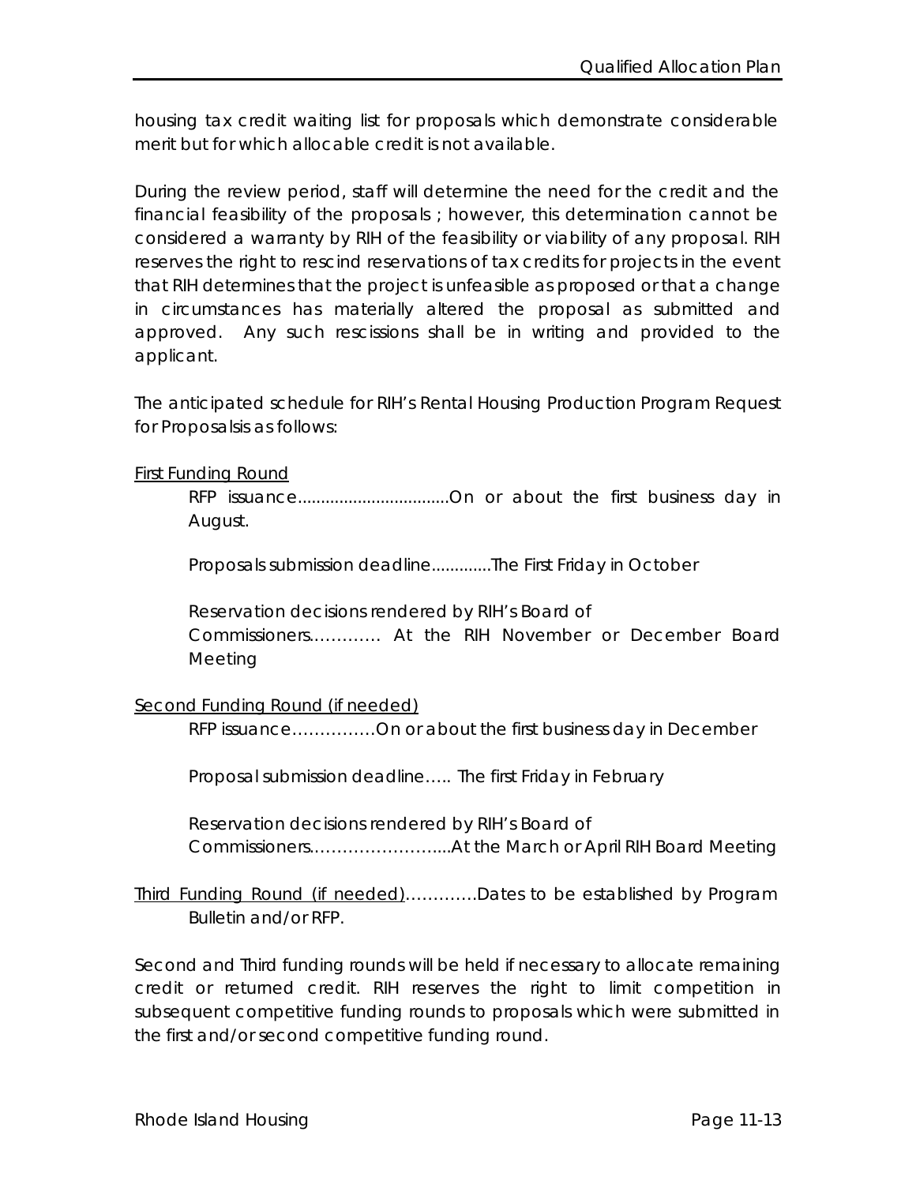housing tax credit waiting list for proposals which demonstrate considerable merit but for which allocable credit is not available.

During the review period, staff will determine the need for the credit and the financial feasibility of the proposals ; however, this determination cannot be considered a warranty by RIH of the feasibility or viability of any proposal. RIH reserves the right to rescind reservations of tax credits for projects in the event that RIH determines that the project is unfeasible as proposed or that a change in circumstances has materially altered the proposal as submitted and approved. Any such rescissions shall be in writing and provided to the applicant.

The anticipated schedule for RIH's Rental Housing Production Program Request for Proposalsis as follows:

<u>First Funding Round</u>

RFP issuance.................................On or about the first business day in August.

Proposals submission deadline............The First Friday in October

Reservation decisions rendered by RIH's Board of Commissioners…………. At the RIH November or December Board Meeting

<u>Second Funding Round (if needed)</u>

RFP issuance……………On or about the first business day in December

Proposal submission deadline….. The first Friday in February

Reservation decisions rendered by RIH's Board of Commissioners……………………...At the March or April RIH Board Meeting

<u>Third Funding Round (if needed)</u>…………Dates to be established by Program Bulletin and/or RFP.

Second and Third funding rounds will be held if necessary to allocate remaining credit or returned credit. RIH reserves the right to limit competition in subsequent competitive funding rounds to proposals which were submitted in the first and/or second competitive funding round.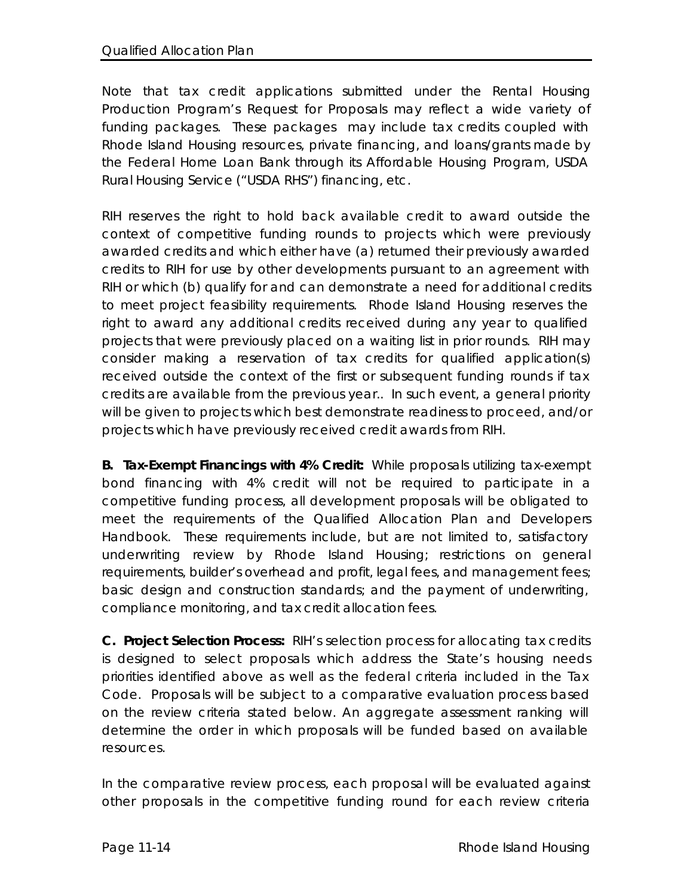Note that tax credit applications submitted under the Rental Housing Production Program's Request for Proposals may reflect a wide variety of funding packages. These packages may include tax credits coupled with Rhode Island Housing resources, private financing, and loans/grants made by the Federal Home Loan Bank through its Affordable Housing Program, USDA Rural Housing Service ("USDA RHS") financing, etc.

RIH reserves the right to hold back available credit to award outside the context of competitive funding rounds to projects which were previously awarded credits and which either have (a) returned their previously awarded credits to RIH for use by other developments pursuant to an agreement with RIH or which (b) qualify for and can demonstrate a need for additional credits to meet project feasibility requirements. Rhode Island Housing reserves the right to award any additional credits received during any year to qualified projects that were previously placed on a waiting list in prior rounds. RIH may consider making a reservation of tax credits for qualified application(s) received outside the context of the first or subsequent funding rounds if tax credits are available from the previous year.. In such event, a general priority will be given to projects which best demonstrate readiness to proceed, and/or projects which have previously received credit awards from RIH.

**B. Tax-Exempt Financings with 4% Credit:** While proposals utilizing tax-exempt bond financing with 4% credit will not be required to participate in a competitive funding process, all development proposals will be obligated to meet the requirements of the Qualified Allocation Plan and Developers Handbook. These requirements include, but are not limited to, satisfactory underwriting review by Rhode Island Housing; restrictions on general requirements, builder's overhead and profit, legal fees, and management fees; basic design and construction standards; and the payment of underwriting, compliance monitoring, and tax credit allocation fees.

**C. Project Selection Process:** RIH's selection process for allocating tax credits is designed to select proposals which address the State's housing needs priorities identified above as well as the federal criteria included in the Tax Code. Proposals will be subject to a comparative evaluation process based on the review criteria stated below. An aggregate assessment ranking will determine the order in which proposals will be funded based on available resources.

In the comparative review process, each proposal will be evaluated against other proposals in the competitive funding round for each review criteria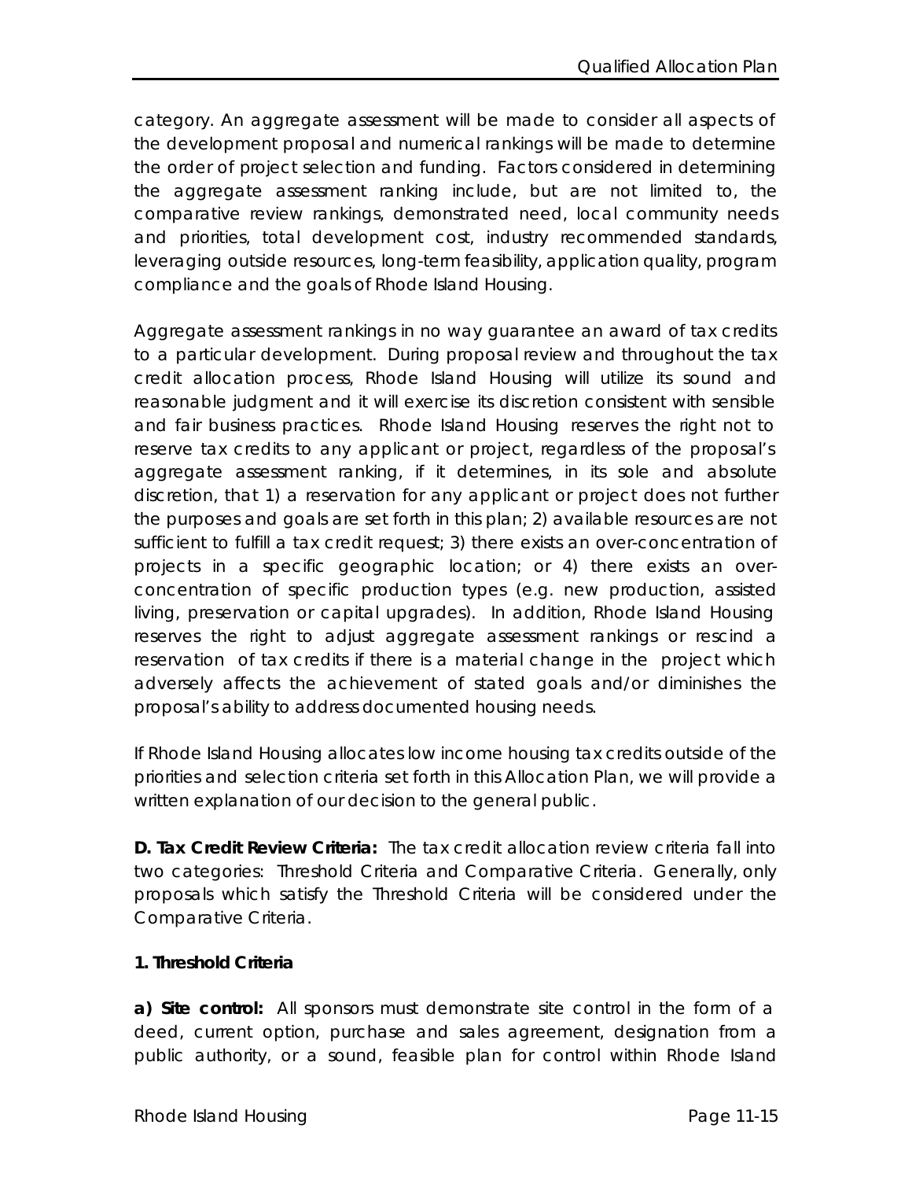category. An aggregate assessment will be made to consider all aspects of the development proposal and numerical rankings will be made to determine the order of project selection and funding. Factors considered in determining the aggregate assessment ranking include, but are not limited to, the comparative review rankings, demonstrated need, local community needs and priorities, total development cost, industry recommended standards, leveraging outside resources, long-term feasibility, application quality, program compliance and the goals of Rhode Island Housing.

Aggregate assessment rankings in no way guarantee an award of tax credits to a particular development. During proposal review and throughout the tax credit allocation process, Rhode Island Housing will utilize its sound and reasonable judgment and it will exercise its discretion consistent with sensible and fair business practices. Rhode Island Housing reserves the right not to reserve tax credits to any applicant or project, regardless of the proposal's aggregate assessment ranking, if it determines, in its sole and absolute discretion, that 1) a reservation for any applicant or project does not further the purposes and goals are set forth in this plan; 2) available resources are not sufficient to fulfill a tax credit request; 3) there exists an over-concentration of projects in a specific geographic location; or 4) there exists an over-concentration of specific production types (e.g. new production, assisted living, preservation or capital upgrades). In addition, Rhode Island Housing reserves the right to adjust aggregate assessment rankings or rescind a reservation of tax credits if there is a material change in the project which adversely affects the achievement of stated goals and/or diminishes the proposal's ability to address documented housing needs.

If Rhode Island Housing allocates low income housing tax credits outside of the priorities and selection criteria set forth in this Allocation Plan, we will provide a written explanation of our decision to the general public.

**D. Tax Credit Review Criteria:** The tax credit allocation review criteria fall into two categories: Threshold Criteria and Comparative Criteria. Generally, only proposals which satisfy the Threshold Criteria will be considered under the Comparative Criteria.

**1. Threshold Criteria**

**a) Site control:** All sponsors must demonstrate site control in the form of a deed, current option, purchase and sales agreement, designation from a public authority, or a sound, feasible plan for control within Rhode Island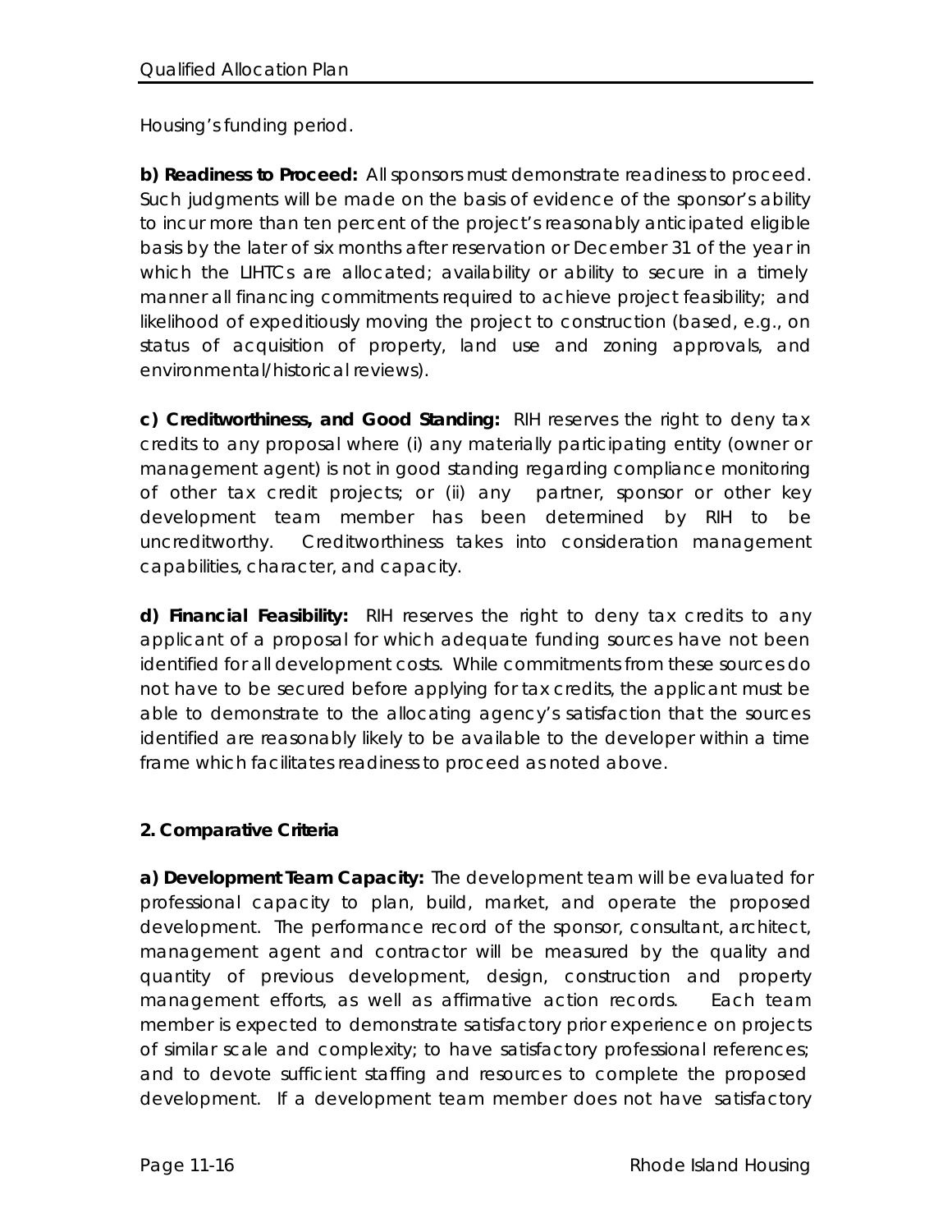Housing's funding period.

**b) Readiness to Proceed:** All sponsors must demonstrate readiness to proceed. Such judgments will be made on the basis of evidence of the sponsor's ability to incur more than ten percent of the project's reasonably anticipated eligible basis by the later of six months after reservation or December 31 of the year in which the LIHTCs are allocated; availability or ability to secure in a timely manner all financing commitments required to achieve project feasibility; and likelihood of expeditiously moving the project to construction (based, e.g., on status of acquisition of property, land use and zoning approvals, and environmental/historical reviews).

**c) Creditworthiness, and Good Standing:** RIH reserves the right to deny tax credits to any proposal where (i) any materially participating entity (owner or management agent) is not in good standing regarding compliance monitoring of other tax credit projects; or (ii) any partner, sponsor or other key development team member has been determined by RIH to be uncreditworthy. Creditworthiness takes into consideration management capabilities, character, and capacity.

**d) Financial Feasibility:** RIH reserves the right to deny tax credits to any applicant of a proposal for which adequate funding sources have not been identified for all development costs. While commitments from these sources do not have to be secured before applying for tax credits, the applicant must be able to demonstrate to the allocating agency's satisfaction that the sources identified are reasonably likely to be available to the developer within a time frame which facilitates readiness to proceed as noted above.

**2. Comparative Criteria**

**a) Development Team Capacity:** The development team will be evaluated for professional capacity to plan, build, market, and operate the proposed development. The performance record of the sponsor, consultant, architect, management agent and contractor will be measured by the quality and quantity of previous development, design, construction and property management efforts, as well as affirmative action records. Each team member is expected to demonstrate satisfactory prior experience on projects of similar scale and complexity; to have satisfactory professional references; and to devote sufficient staffing and resources to complete the proposed development. If a development team member does not have satisfactory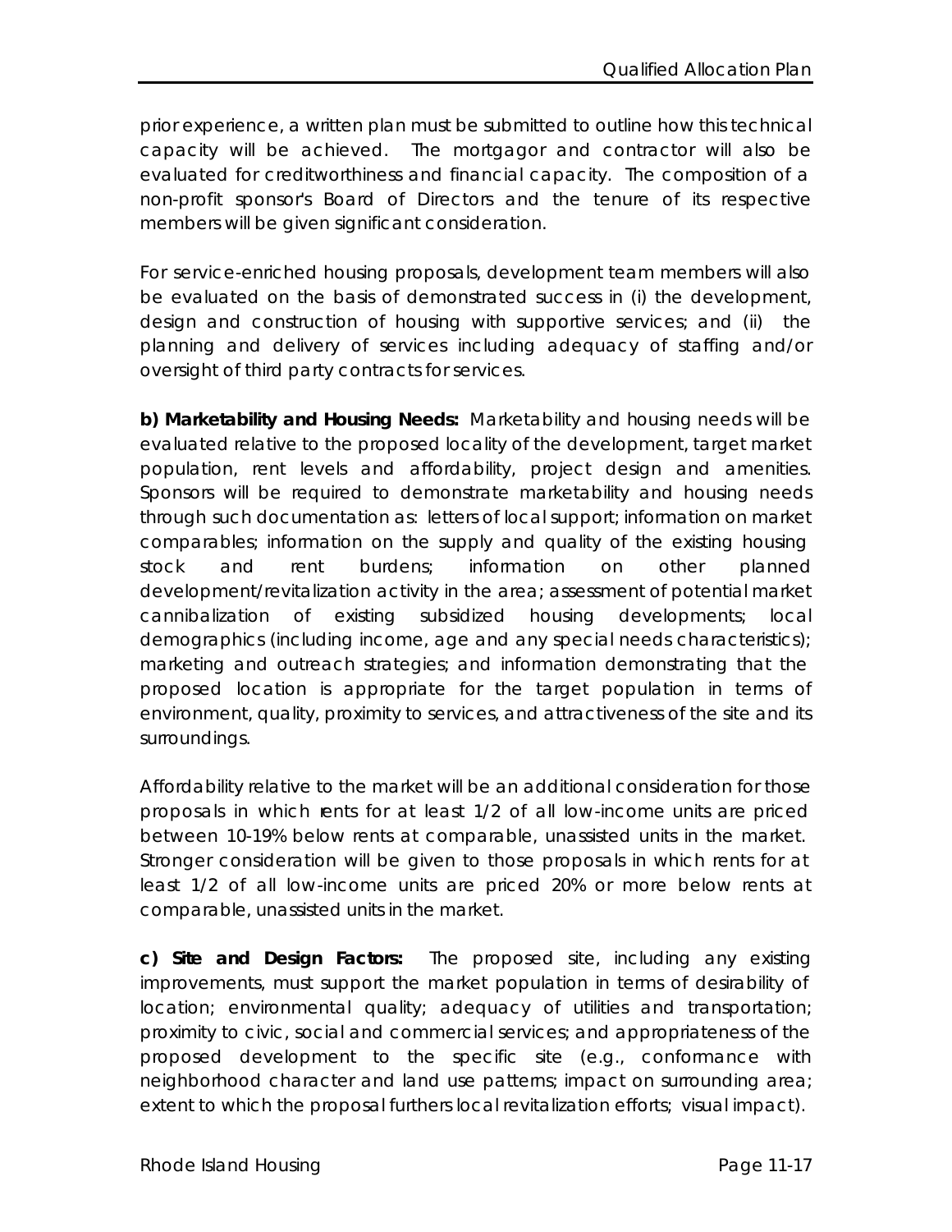prior experience, a written plan must be submitted to outline how this technical capacity will be achieved. The mortgagor and contractor will also be evaluated for creditworthiness and financial capacity. The composition of a non-profit sponsor's Board of Directors and the tenure of its respective members will be given significant consideration.

For service-enriched housing proposals, development team members will also be evaluated on the basis of demonstrated success in (i) the development, design and construction of housing with supportive services; and (ii) the planning and delivery of services including adequacy of staffing and/or oversight of third party contracts for services.

**b) Marketability and Housing Needs:** Marketability and housing needs will be evaluated relative to the proposed locality of the development, target market population, rent levels and affordability, project design and amenities. Sponsors will be required to demonstrate marketability and housing needs through such documentation as: letters of local support; information on market comparables; information on the supply and quality of the existing housing stock and rent burdens; information on other planned development/revitalization activity in the area; assessment of potential market cannibalization of existing subsidized housing developments; local demographics (including income, age and any special needs characteristics); marketing and outreach strategies; and information demonstrating that the proposed location is appropriate for the target population in terms of environment, quality, proximity to services, and attractiveness of the site and its surroundings.

Affordability relative to the market will be an additional consideration for those proposals in which rents for at least 1/2 of all low-income units are priced between 10-19% below rents at comparable, unassisted units in the market. Stronger consideration will be given to those proposals in which rents for at least 1/2 of all low-income units are priced 20% or more below rents at comparable, unassisted units in the market.

**c) Site and Design Factors:** The proposed site, including any existing improvements, must support the market population in terms of desirability of location; environmental quality; adequacy of utilities and transportation; proximity to civic, social and commercial services; and appropriateness of the proposed development to the specific site (e.g., conformance with neighborhood character and land use patterns; impact on surrounding area; extent to which the proposal furthers local revitalization efforts; visual impact).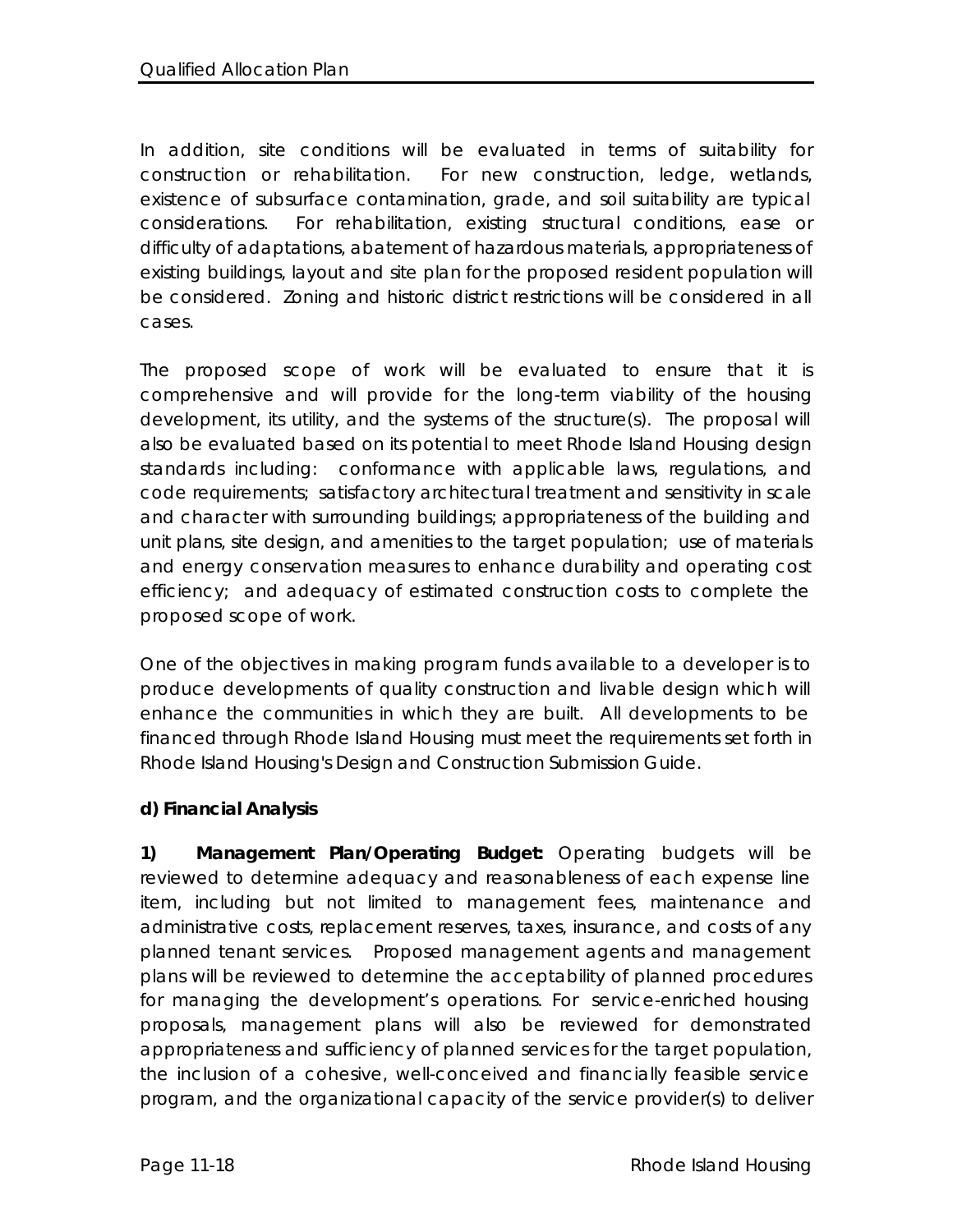In addition, site conditions will be evaluated in terms of suitability for construction or rehabilitation. For new construction, ledge, wetlands, existence of subsurface contamination, grade, and soil suitability are typical considerations. For rehabilitation, existing structural conditions, ease or difficulty of adaptations, abatement of hazardous materials, appropriateness of existing buildings, layout and site plan for the proposed resident population will be considered. Zoning and historic district restrictions will be considered in all cases.

The proposed scope of work will be evaluated to ensure that it is comprehensive and will provide for the long-term viability of the housing development, its utility, and the systems of the structure(s). The proposal will also be evaluated based on its potential to meet Rhode Island Housing design standards including: conformance with applicable laws, regulations, and code requirements; satisfactory architectural treatment and sensitivity in scale and character with surrounding buildings; appropriateness of the building and unit plans, site design, and amenities to the target population; use of materials and energy conservation measures to enhance durability and operating cost efficiency; and adequacy of estimated construction costs to complete the proposed scope of work.

One of the objectives in making program funds available to a developer is to produce developments of quality construction and livable design which will enhance the communities in which they are built. All developments to be financed through Rhode Island Housing must meet the requirements set forth in Rhode Island Housing's Design and Construction Submission Guide.

**d) Financial Analysis**

**1) Management Plan/Operating Budget:** Operating budgets will be reviewed to determine adequacy and reasonableness of each expense line item, including but not limited to management fees, maintenance and administrative costs, replacement reserves, taxes, insurance, and costs of any planned tenant services. Proposed management agents and management plans will be reviewed to determine the acceptability of planned procedures for managing the development's operations. For service-enriched housing proposals, management plans will also be reviewed for demonstrated appropriateness and sufficiency of planned services for the target population, the inclusion of a cohesive, well-conceived and financially feasible service program, and the organizational capacity of the service provider(s) to deliver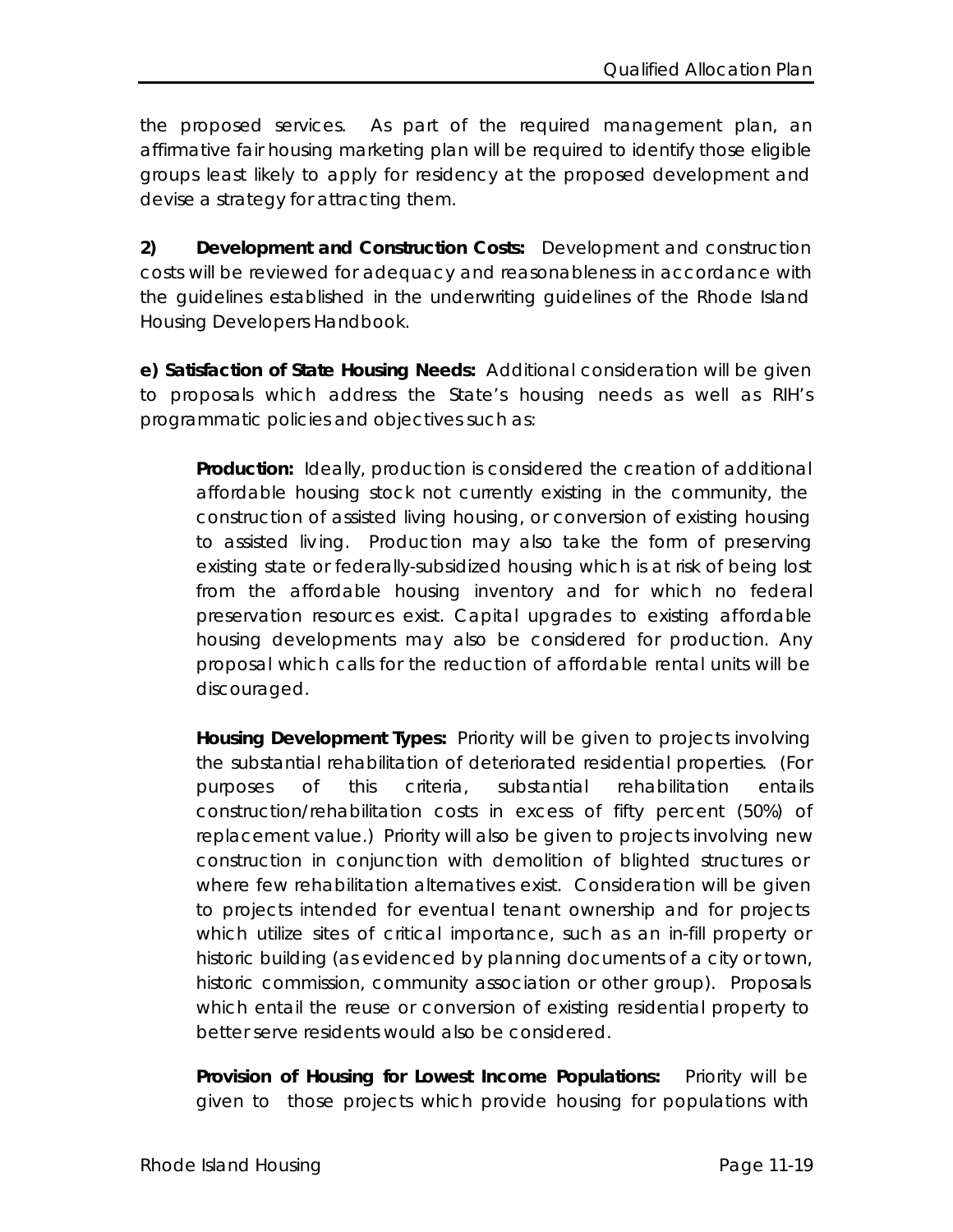the proposed services. As part of the required management plan, an affirmative fair housing marketing plan will be required to identify those eligible groups least likely to apply for residency at the proposed development and devise a strategy for attracting them.

**2) Development and Construction Costs:** Development and construction costs will be reviewed for adequacy and reasonableness in accordance with the guidelines established in the underwriting guidelines of the Rhode Island Housing Developers Handbook.

**e) Satisfaction of State Housing Needs:** Additional consideration will be given to proposals which address the State's housing needs as well as RIH's programmatic policies and objectives such as:

> **Production:** Ideally, production is considered the creation of additional affordable housing stock not currently existing in the community, the construction of assisted living housing, or conversion of existing housing to assisted living. Production may also take the form of preserving existing state or federally-subsidized housing which is at risk of being lost from the affordable housing inventory and for which no federal preservation resources exist. Capital upgrades to existing affordable housing developments may also be considered for production. Any proposal which calls for the reduction of affordable rental units will be discouraged.
>
> **Housing Development Types:** Priority will be given to projects involving the substantial rehabilitation of deteriorated residential properties. (For purposes of this criteria, substantial rehabilitation entails construction/rehabilitation costs in excess of fifty percent (50%) of replacement value.) Priority will also be given to projects involving new construction in conjunction with demolition of blighted structures or where few rehabilitation alternatives exist. Consideration will be given to projects intended for eventual tenant ownership and for projects which utilize sites of critical importance, such as an in-fill property or historic building (as evidenced by planning documents of a city or town, historic commission, community association or other group). Proposals which entail the reuse or conversion of existing residential property to better serve residents would also be considered.
>
> **Provision of Housing for Lowest Income Populations:** Priority will be given to those projects which provide housing for populations with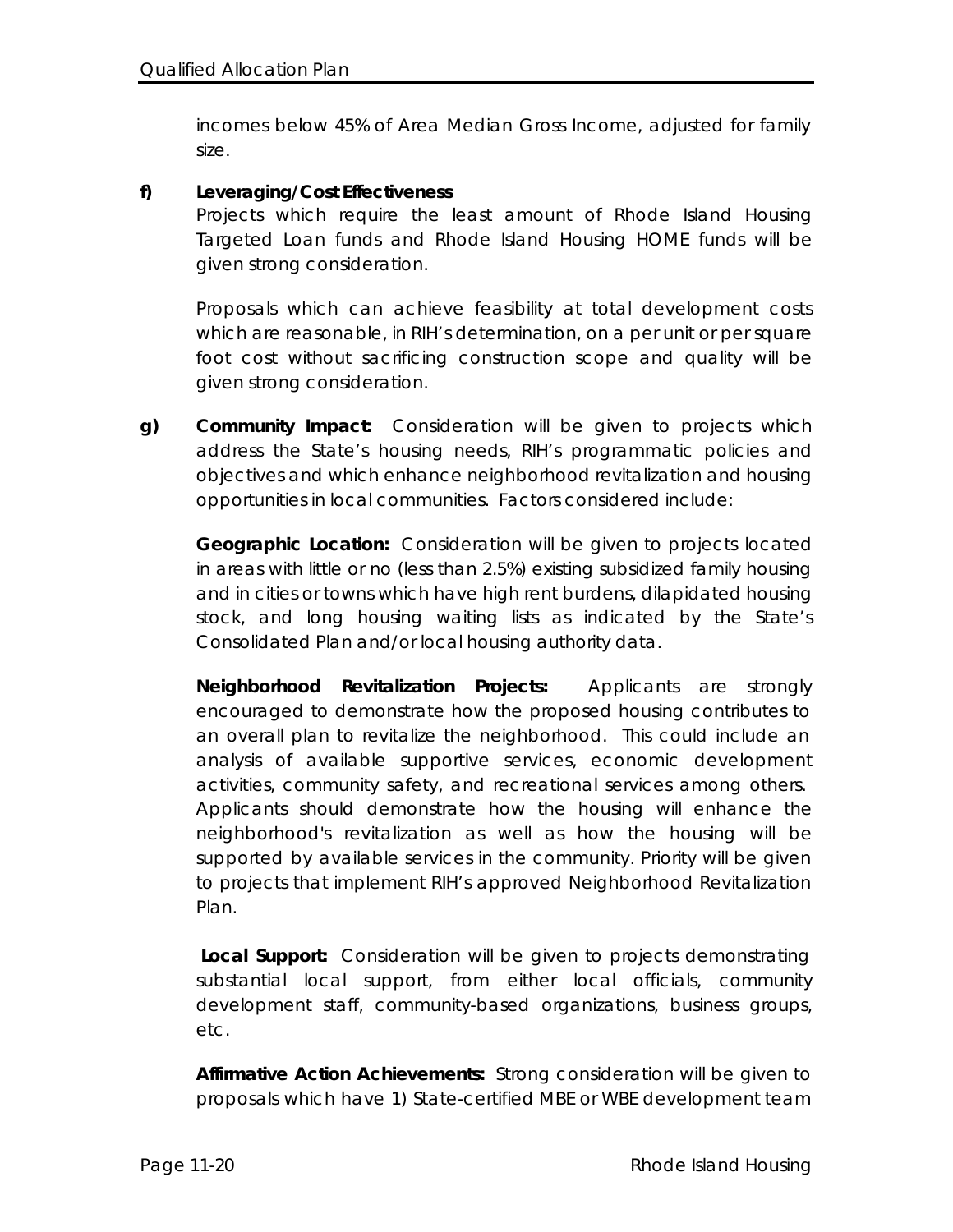incomes below 45% of Area Median Gross Income, adjusted for family size.

**f) Leveraging/Cost Effectiveness**

Projects which require the least amount of Rhode Island Housing Targeted Loan funds and Rhode Island Housing HOME funds will be given strong consideration.

Proposals which can achieve feasibility at total development costs which are reasonable, in RIH's determination, on a per unit or per square foot cost without sacrificing construction scope and quality will be given strong consideration.

**g) Community Impact:** Consideration will be given to projects which address the State's housing needs, RIH's programmatic policies and objectives and which enhance neighborhood revitalization and housing opportunities in local communities. Factors considered include:

**Geographic Location:** Consideration will be given to projects located in areas with little or no (less than 2.5%) existing subsidized family housing and in cities or towns which have high rent burdens, dilapidated housing stock, and long housing waiting lists as indicated by the State's Consolidated Plan and/or local housing authority data.

**Neighborhood Revitalization Projects:** Applicants are strongly encouraged to demonstrate how the proposed housing contributes to an overall plan to revitalize the neighborhood. This could include an analysis of available supportive services, economic development activities, community safety, and recreational services among others. Applicants should demonstrate how the housing will enhance the neighborhood's revitalization as well as how the housing will be supported by available services in the community. Priority will be given to projects that implement RIH's approved Neighborhood Revitalization Plan.

**Local Support:** Consideration will be given to projects demonstrating substantial local support, from either local officials, community development staff, community-based organizations, business groups, etc.

**Affirmative Action Achievements:** Strong consideration will be given to proposals which have 1) State-certified MBE or WBE development team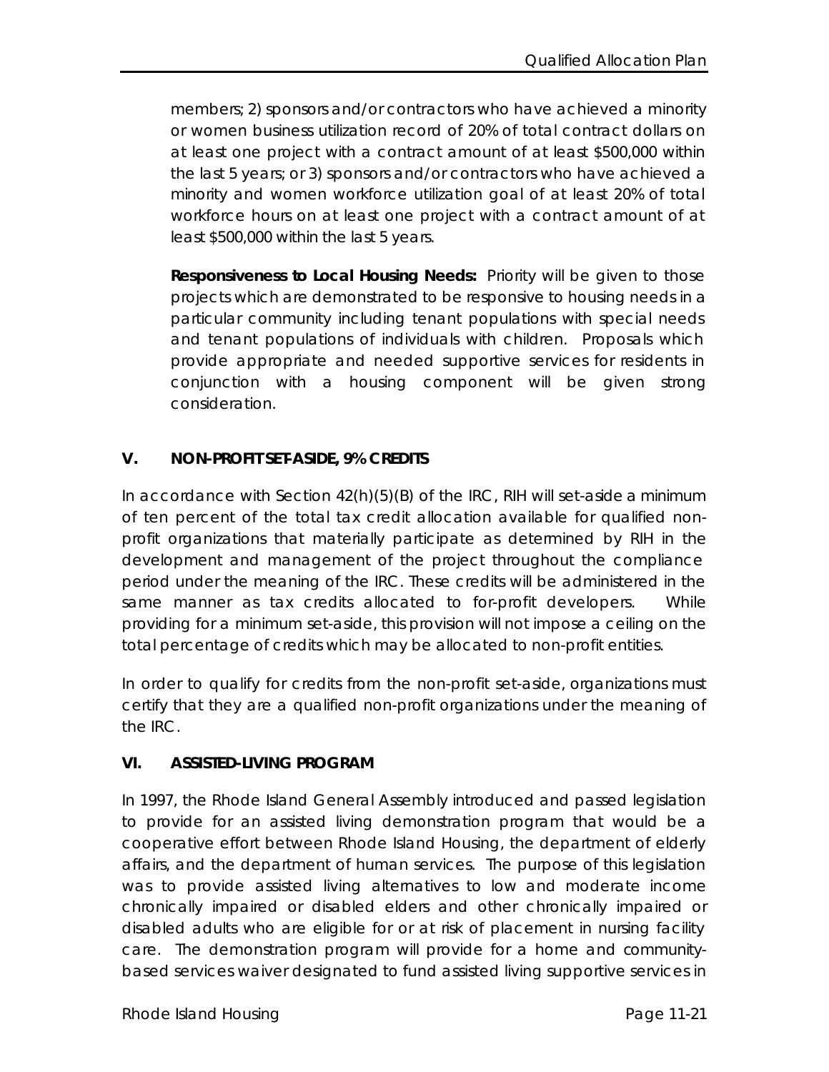members; 2) sponsors and/or contractors who have achieved a minority or women business utilization record of 20% of total contract dollars on at least one project with a contract amount of at least $500,000 within the last 5 years; or 3) sponsors and/or contractors who have achieved a minority and women workforce utilization goal of at least 20% of total workforce hours on at least one project with a contract amount of at least $500,000 within the last 5 years.

**Responsiveness to Local Housing Needs:** Priority will be given to those projects which are demonstrated to be responsive to housing needs in a particular community including tenant populations with special needs and tenant populations of individuals with children. Proposals which provide appropriate and needed supportive services for residents in conjunction with a housing component will be given strong consideration.

## V. NON-PROFIT SET-ASIDE, 9% CREDITS

In accordance with Section 42(h)(5)(B) of the IRC, RIH will set-aside a minimum of ten percent of the total tax credit allocation available for qualified non-profit organizations that materially participate as determined by RIH in the development and management of the project throughout the compliance period under the meaning of the IRC. These credits will be administered in the same manner as tax credits allocated to for-profit developers. While providing for a minimum set-aside, this provision will not impose a ceiling on the total percentage of credits which may be allocated to non-profit entities.

In order to qualify for credits from the non-profit set-aside, organizations must certify that they are a qualified non-profit organizations under the meaning of the IRC.

## VI. ASSISTED-LIVING PROGRAM

In 1997, the Rhode Island General Assembly introduced and passed legislation to provide for an assisted living demonstration program that would be a cooperative effort between Rhode Island Housing, the department of elderly affairs, and the department of human services. The purpose of this legislation was to provide assisted living alternatives to low and moderate income chronically impaired or disabled elders and other chronically impaired or disabled adults who are eligible for or at risk of placement in nursing facility care. The demonstration program will provide for a home and community-based services waiver designated to fund assisted living supportive services in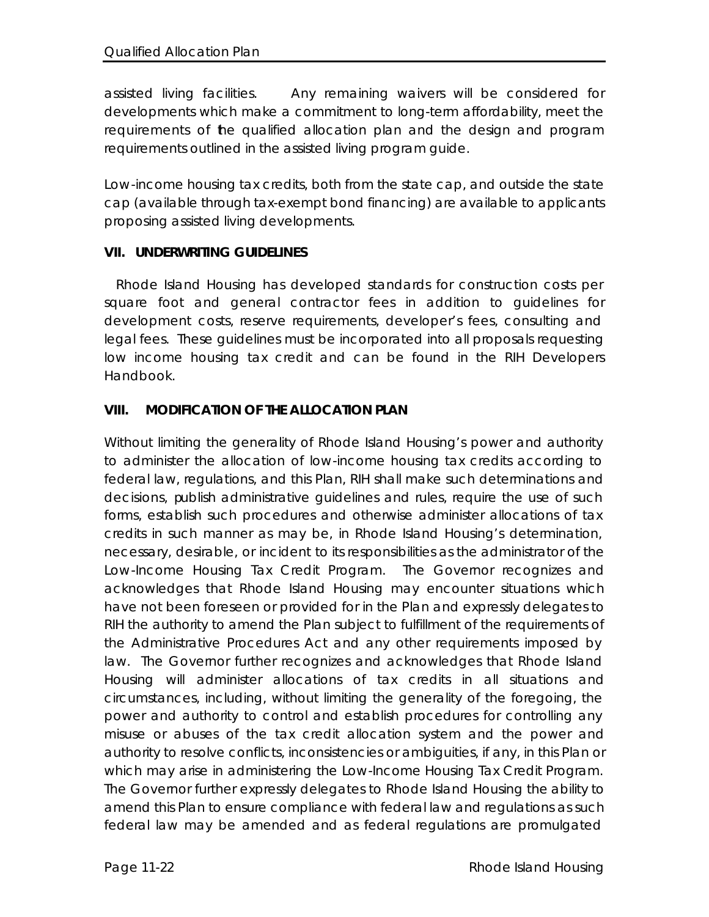assisted living facilities. Any remaining waivers will be considered for developments which make a commitment to long-term affordability, meet the requirements of the qualified allocation plan and the design and program requirements outlined in the assisted living program guide.

Low-income housing tax credits, both from the state cap, and outside the state cap (available through tax-exempt bond financing) are available to applicants proposing assisted living developments.

## VII. UNDERWRITING GUIDELINES

Rhode Island Housing has developed standards for construction costs per square foot and general contractor fees in addition to guidelines for development costs, reserve requirements, developer's fees, consulting and legal fees. These guidelines must be incorporated into all proposals requesting low income housing tax credit and can be found in the RIH Developers Handbook.

## VIII. MODIFICATION OF THE ALLOCATION PLAN

Without limiting the generality of Rhode Island Housing's power and authority to administer the allocation of low-income housing tax credits according to federal law, regulations, and this Plan, RIH shall make such determinations and decisions, publish administrative guidelines and rules, require the use of such forms, establish such procedures and otherwise administer allocations of tax credits in such manner as may be, in Rhode Island Housing's determination, necessary, desirable, or incident to its responsibilities as the administrator of the Low-Income Housing Tax Credit Program. The Governor recognizes and acknowledges that Rhode Island Housing may encounter situations which have not been foreseen or provided for in the Plan and expressly delegates to RIH the authority to amend the Plan subject to fulfillment of the requirements of the Administrative Procedures Act and any other requirements imposed by law. The Governor further recognizes and acknowledges that Rhode Island Housing will administer allocations of tax credits in all situations and circumstances, including, without limiting the generality of the foregoing, the power and authority to control and establish procedures for controlling any misuse or abuses of the tax credit allocation system and the power and authority to resolve conflicts, inconsistencies or ambiguities, if any, in this Plan or which may arise in administering the Low-Income Housing Tax Credit Program. The Governor further expressly delegates to Rhode Island Housing the ability to amend this Plan to ensure compliance with federal law and regulations as such federal law may be amended and as federal regulations are promulgated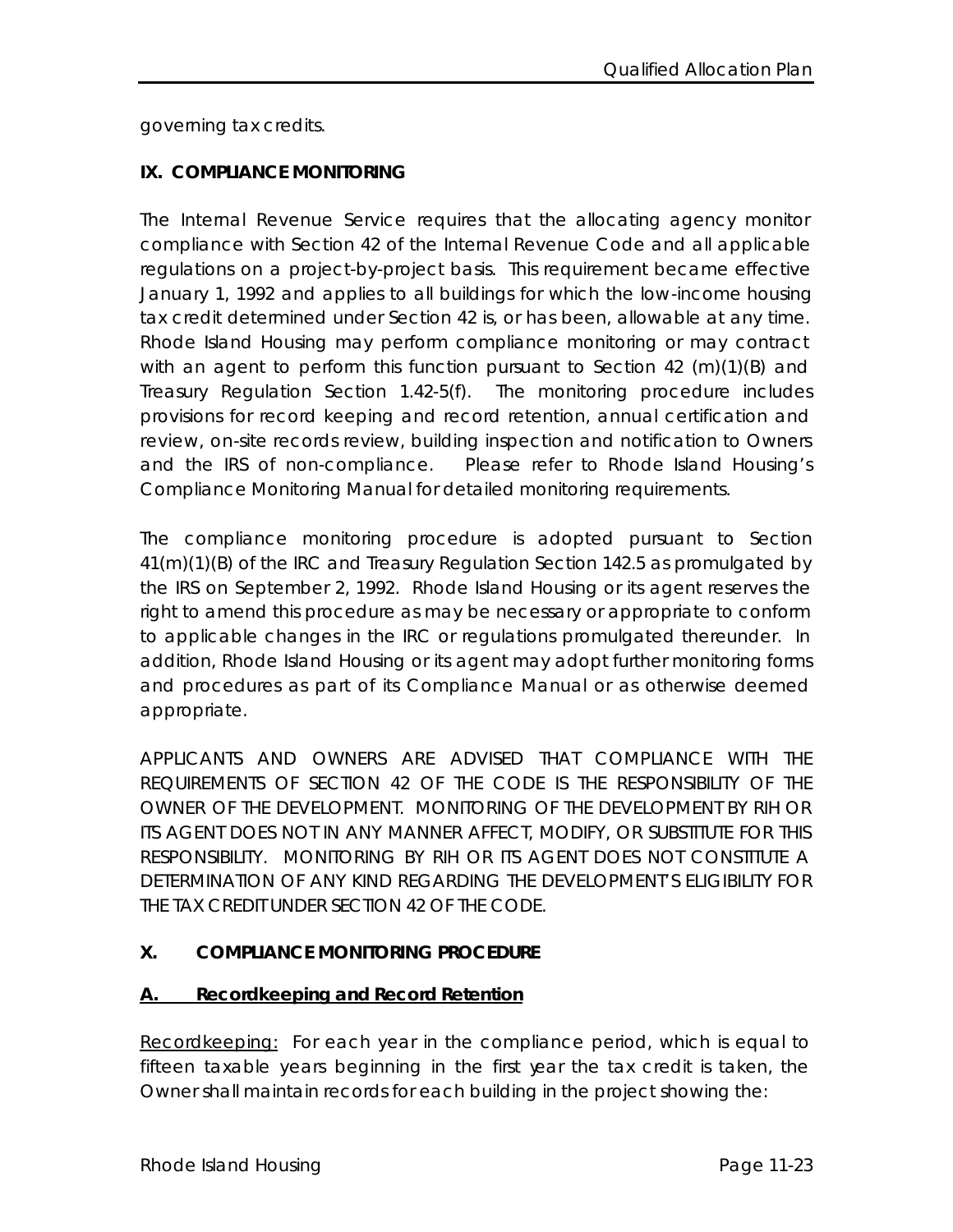governing tax credits.

## IX. COMPLIANCE MONITORING

The Internal Revenue Service requires that the allocating agency monitor compliance with Section 42 of the Internal Revenue Code and all applicable regulations on a project-by-project basis. This requirement became effective January 1, 1992 and applies to all buildings for which the low-income housing tax credit determined under Section 42 is, or has been, allowable at any time. Rhode Island Housing may perform compliance monitoring or may contract with an agent to perform this function pursuant to Section 42 (m)(1)(B) and Treasury Regulation Section 1.42-5(f). The monitoring procedure includes provisions for record keeping and record retention, annual certification and review, on-site records review, building inspection and notification to Owners and the IRS of non-compliance. Please refer to Rhode Island Housing's Compliance Monitoring Manual for detailed monitoring requirements.

The compliance monitoring procedure is adopted pursuant to Section 41(m)(1)(B) of the IRC and Treasury Regulation Section 142.5 as promulgated by the IRS on September 2, 1992. Rhode Island Housing or its agent reserves the right to amend this procedure as may be necessary or appropriate to conform to applicable changes in the IRC or regulations promulgated thereunder. In addition, Rhode Island Housing or its agent may adopt further monitoring forms and procedures as part of its Compliance Manual or as otherwise deemed appropriate.

APPLICANTS AND OWNERS ARE ADVISED THAT COMPLIANCE WITH THE REQUIREMENTS OF SECTION 42 OF THE CODE IS THE RESPONSIBILITY OF THE OWNER OF THE DEVELOPMENT. MONITORING OF THE DEVELOPMENT BY RIH OR ITS AGENT DOES NOT IN ANY MANNER AFFECT, MODIFY, OR SUBSTITUTE FOR THIS RESPONSIBILITY. MONITORING BY RIH OR ITS AGENT DOES NOT CONSTITUTE A DETERMINATION OF ANY KIND REGARDING THE DEVELOPMENT'S ELIGIBILITY FOR THE TAX CREDIT UNDER SECTION 42 OF THE CODE.

## X. COMPLIANCE MONITORING PROCEDURE

### A. Recordkeeping and Record Retention

Recordkeeping: For each year in the compliance period, which is equal to fifteen taxable years beginning in the first year the tax credit is taken, the Owner shall maintain records for each building in the project showing the: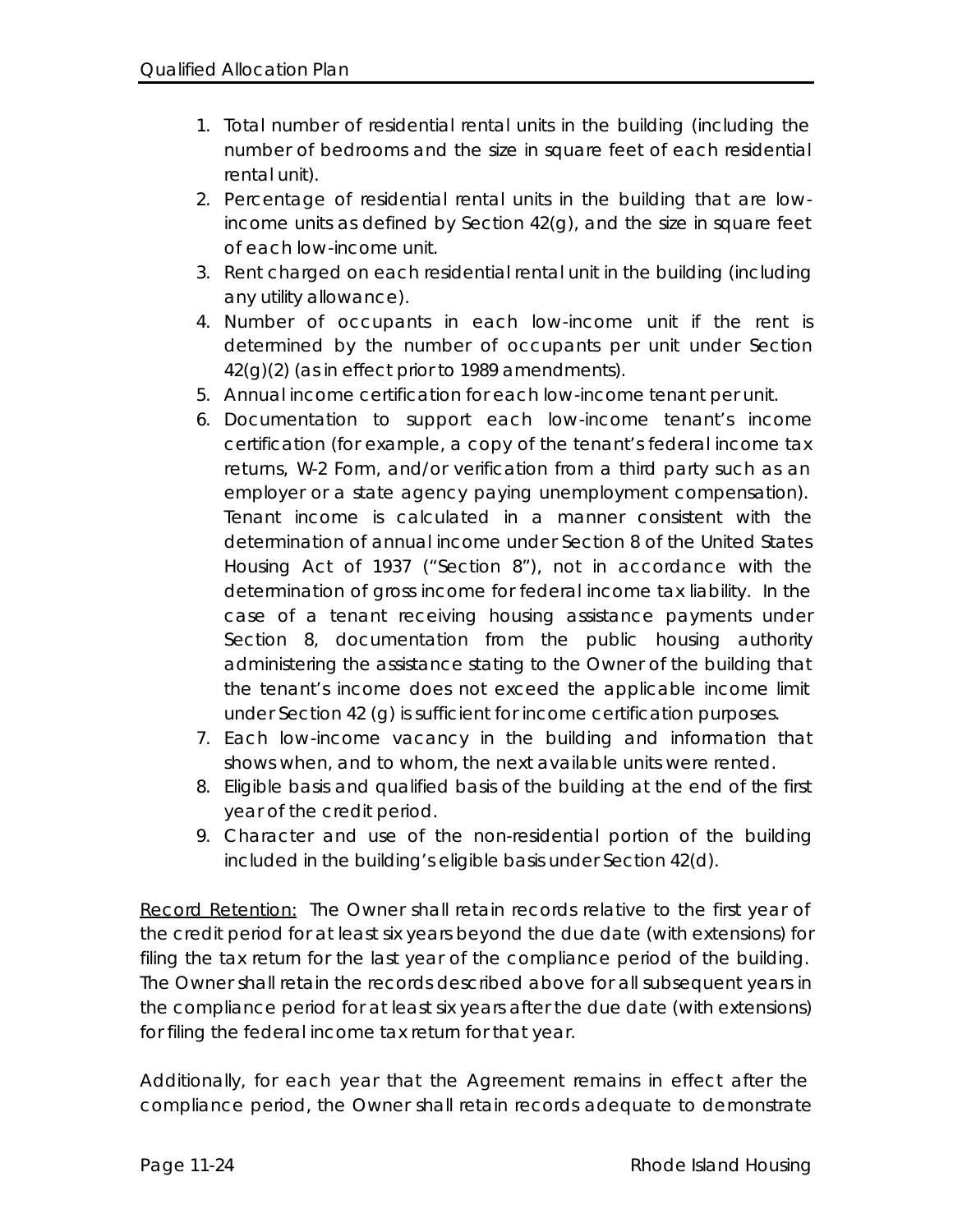1. Total number of residential rental units in the building (including the number of bedrooms and the size in square feet of each residential rental unit).
2. Percentage of residential rental units in the building that are low-income units as defined by Section 42(g), and the size in square feet of each low-income unit.
3. Rent charged on each residential rental unit in the building (including any utility allowance).
4. Number of occupants in each low-income unit if the rent is determined by the number of occupants per unit under Section 42(g)(2) (as in effect prior to 1989 amendments).
5. Annual income certification for each low-income tenant per unit.
6. Documentation to support each low-income tenant's income certification (for example, a copy of the tenant's federal income tax returns, W-2 Form, and/or verification from a third party such as an employer or a state agency paying unemployment compensation). Tenant income is calculated in a manner consistent with the determination of annual income under Section 8 of the United States Housing Act of 1937 ("Section 8"), not in accordance with the determination of gross income for federal income tax liability. In the case of a tenant receiving housing assistance payments under Section 8, documentation from the public housing authority administering the assistance stating to the Owner of the building that the tenant's income does not exceed the applicable income limit under Section 42 (g) is sufficient for income certification purposes.
7. Each low-income vacancy in the building and information that shows when, and to whom, the next available units were rented.
8. Eligible basis and qualified basis of the building at the end of the first year of the credit period.
9. Character and use of the non-residential portion of the building included in the building's eligible basis under Section 42(d).

<u>Record Retention:</u> The Owner shall retain records relative to the first year of the credit period for at least six years beyond the due date (with extensions) for filing the tax return for the last year of the compliance period of the building. The Owner shall retain the records described above for all subsequent years in the compliance period for at least six years after the due date (with extensions) for filing the federal income tax return for that year.

Additionally, for each year that the Agreement remains in effect after the compliance period, the Owner shall retain records adequate to demonstrate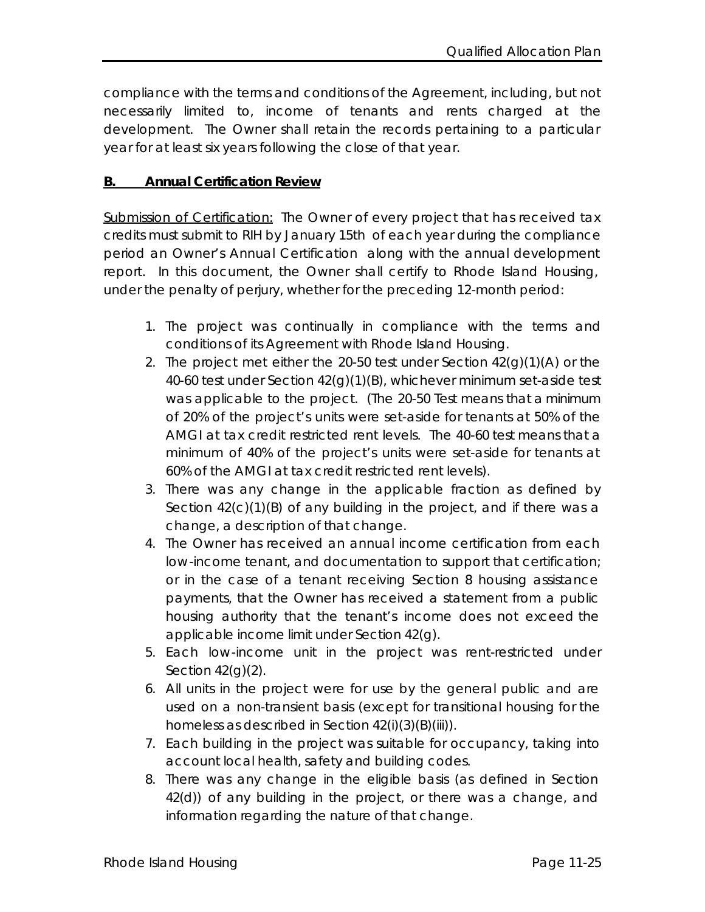compliance with the terms and conditions of the Agreement, including, but not necessarily limited to, income of tenants and rents charged at the development. The Owner shall retain the records pertaining to a particular year for at least six years following the close of that year.

## B. Annual Certification Review

Submission of Certification: The Owner of every project that has received tax credits must submit to RIH by January 15th of each year during the compliance period an Owner's Annual Certification along with the annual development report. In this document, the Owner shall certify to Rhode Island Housing, under the penalty of perjury, whether for the preceding 12-month period:

1. The project was continually in compliance with the terms and conditions of its Agreement with Rhode Island Housing.
2. The project met either the 20-50 test under Section 42(g)(1)(A) or the 40-60 test under Section 42(g)(1)(B), whichever minimum set-aside test was applicable to the project. (The 20-50 Test means that a minimum of 20% of the project's units were set-aside for tenants at 50% of the AMGI at tax credit restricted rent levels. The 40-60 test means that a minimum of 40% of the project's units were set-aside for tenants at 60% of the AMGI at tax credit restricted rent levels).
3. There was any change in the applicable fraction as defined by Section 42(c)(1)(B) of any building in the project, and if there was a change, a description of that change.
4. The Owner has received an annual income certification from each low-income tenant, and documentation to support that certification; or in the case of a tenant receiving Section 8 housing assistance payments, that the Owner has received a statement from a public housing authority that the tenant's income does not exceed the applicable income limit under Section 42(g).
5. Each low-income unit in the project was rent-restricted under Section 42(g)(2).
6. All units in the project were for use by the general public and are used on a non-transient basis (except for transitional housing for the homeless as described in Section 42(i)(3)(B)(iii)).
7. Each building in the project was suitable for occupancy, taking into account local health, safety and building codes.
8. There was any change in the eligible basis (as defined in Section 42(d)) of any building in the project, or there was a change, and information regarding the nature of that change.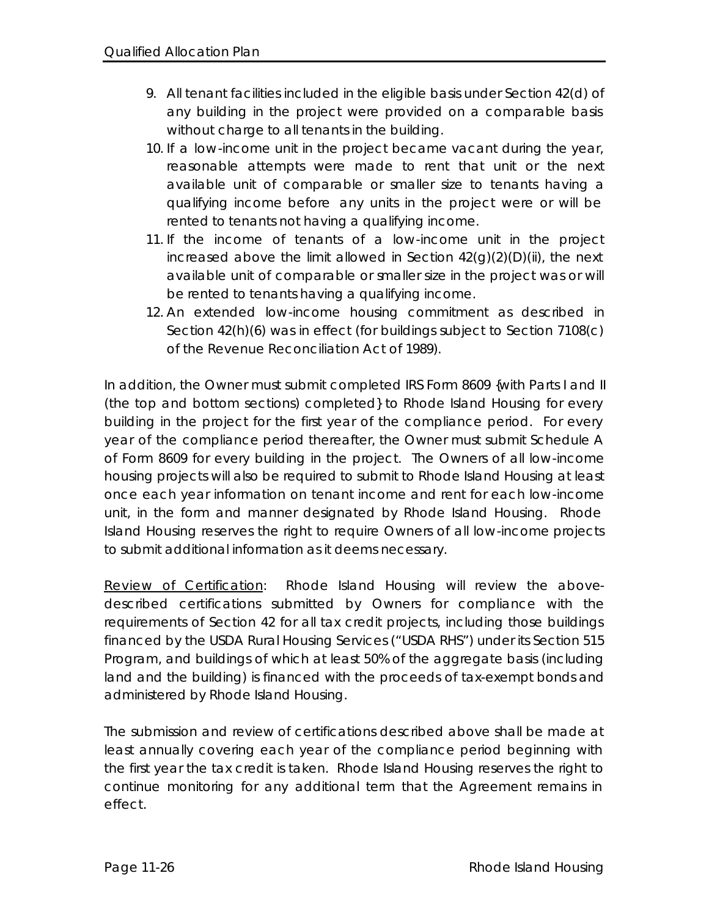9. All tenant facilities included in the eligible basis under Section 42(d) of any building in the project were provided on a comparable basis without charge to all tenants in the building.
10. If a low-income unit in the project became vacant during the year, reasonable attempts were made to rent that unit or the next available unit of comparable or smaller size to tenants having a qualifying income before any units in the project were or will be rented to tenants not having a qualifying income.
11. If the income of tenants of a low-income unit in the project increased above the limit allowed in Section 42(g)(2)(D)(ii), the next available unit of comparable or smaller size in the project was or will be rented to tenants having a qualifying income.
12. An extended low-income housing commitment as described in Section 42(h)(6) was in effect (for buildings subject to Section 7108(c) of the Revenue Reconciliation Act of 1989).

In addition, the Owner must submit completed IRS Form 8609 {with Parts I and II (the top and bottom sections) completed} to Rhode Island Housing for every building in the project for the first year of the compliance period. For every year of the compliance period thereafter, the Owner must submit Schedule A of Form 8609 for every building in the project. The Owners of all low-income housing projects will also be required to submit to Rhode Island Housing at least once each year information on tenant income and rent for each low-income unit, in the form and manner designated by Rhode Island Housing. Rhode Island Housing reserves the right to require Owners of all low-income projects to submit additional information as it deems necessary.

Review of Certification: Rhode Island Housing will review the above-described certifications submitted by Owners for compliance with the requirements of Section 42 for all tax credit projects, including those buildings financed by the USDA Rural Housing Services ("USDA RHS") under its Section 515 Program, and buildings of which at least 50% of the aggregate basis (including land and the building) is financed with the proceeds of tax-exempt bonds and administered by Rhode Island Housing.

The submission and review of certifications described above shall be made at least annually covering each year of the compliance period beginning with the first year the tax credit is taken. Rhode Island Housing reserves the right to continue monitoring for any additional term that the Agreement remains in effect.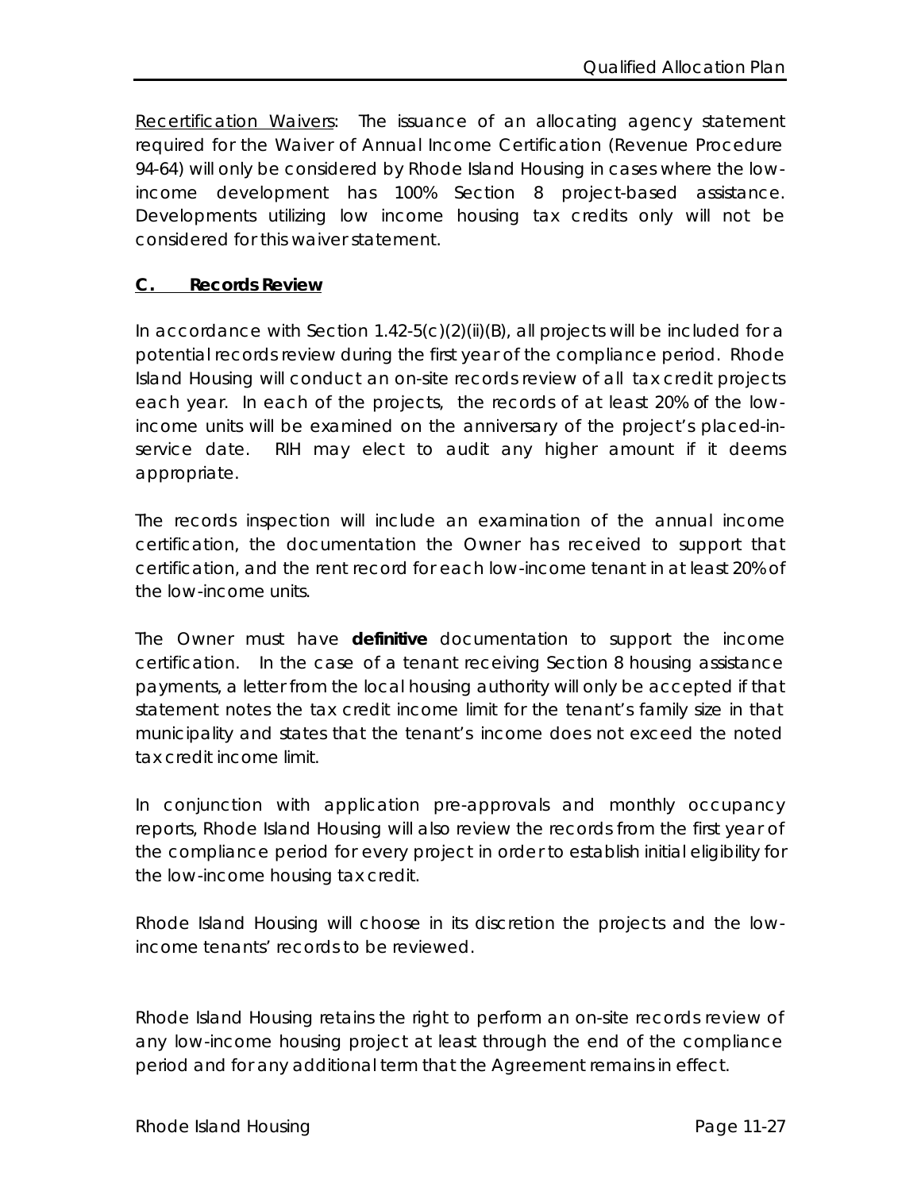Recertification Waivers: The issuance of an allocating agency statement required for the Waiver of Annual Income Certification (Revenue Procedure 94-64) will only be considered by Rhode Island Housing in cases where the low-income development has 100% Section 8 project-based assistance. Developments utilizing low income housing tax credits only will not be considered for this waiver statement.

## C. Records Review

In accordance with Section 1.42-5(c)(2)(ii)(B), all projects will be included for a potential records review during the first year of the compliance period. Rhode Island Housing will conduct an on-site records review of all tax credit projects each year. In each of the projects, the records of at least 20% of the low-income units will be examined on the anniversary of the project's placed-in-service date. RIH may elect to audit any higher amount if it deems appropriate.

The records inspection will include an examination of the annual income certification, the documentation the Owner has received to support that certification, and the rent record for each low-income tenant in at least 20% of the low-income units.

The Owner must have **definitive** documentation to support the income certification. In the case of a tenant receiving Section 8 housing assistance payments, a letter from the local housing authority will only be accepted if that statement notes the tax credit income limit for the tenant's family size in that municipality and states that the tenant's income does not exceed the noted tax credit income limit.

In conjunction with application pre-approvals and monthly occupancy reports, Rhode Island Housing will also review the records from the first year of the compliance period for every project in order to establish initial eligibility for the low-income housing tax credit.

Rhode Island Housing will choose in its discretion the projects and the low-income tenants' records to be reviewed.

Rhode Island Housing retains the right to perform an on-site records review of any low-income housing project at least through the end of the compliance period and for any additional term that the Agreement remains in effect.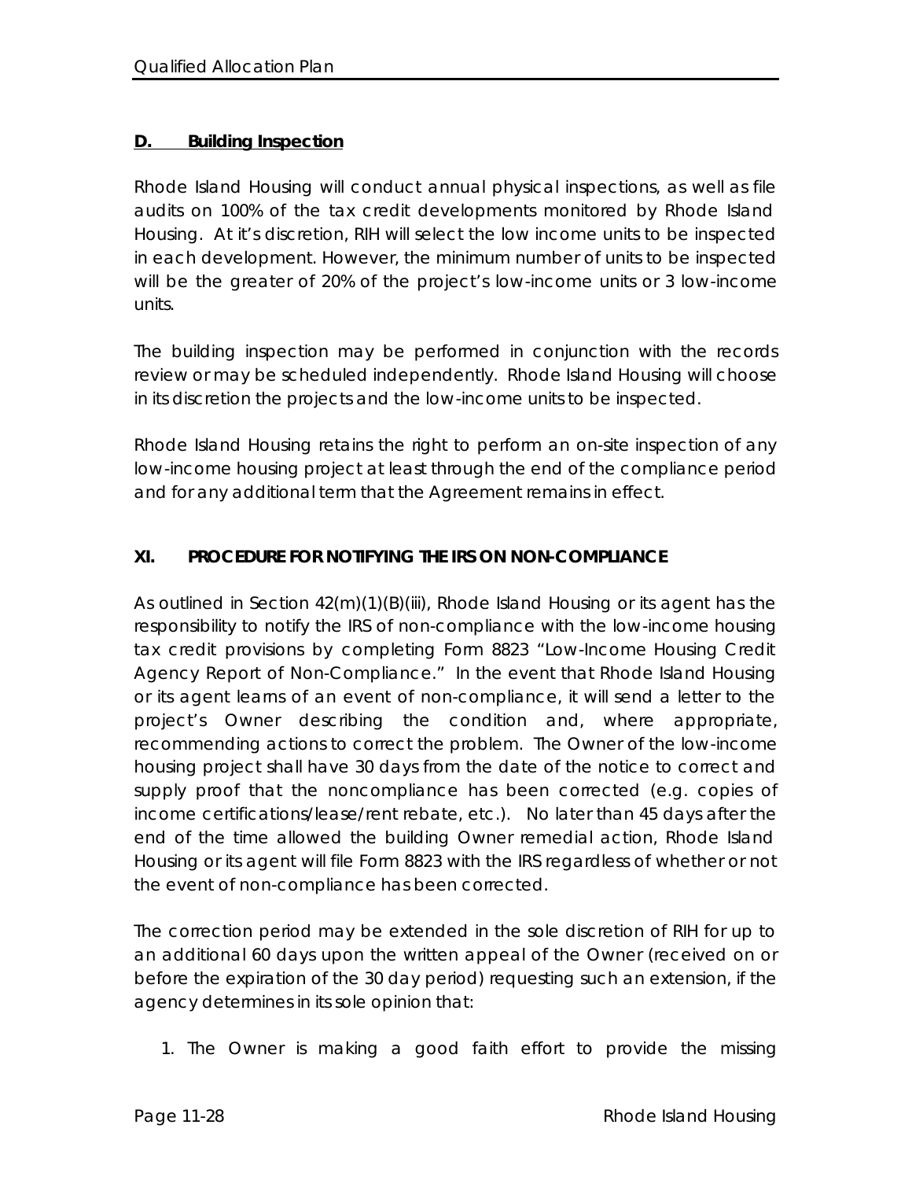### D. Building Inspection

Rhode Island Housing will conduct annual physical inspections, as well as file audits on 100% of the tax credit developments monitored by Rhode Island Housing. At it's discretion, RIH will select the low income units to be inspected in each development. However, the minimum number of units to be inspected will be the greater of 20% of the project's low-income units or 3 low-income units.

The building inspection may be performed in conjunction with the records review or may be scheduled independently. Rhode Island Housing will choose in its discretion the projects and the low-income units to be inspected.

Rhode Island Housing retains the right to perform an on-site inspection of any low-income housing project at least through the end of the compliance period and for any additional term that the Agreement remains in effect.

## XI. PROCEDURE FOR NOTIFYING THE IRS ON NON-COMPLIANCE

As outlined in Section 42(m)(1)(B)(iii), Rhode Island Housing or its agent has the responsibility to notify the IRS of non-compliance with the low-income housing tax credit provisions by completing Form 8823 "Low-Income Housing Credit Agency Report of Non-Compliance." In the event that Rhode Island Housing or its agent learns of an event of non-compliance, it will send a letter to the project's Owner describing the condition and, where appropriate, recommending actions to correct the problem. The Owner of the low-income housing project shall have 30 days from the date of the notice to correct and supply proof that the noncompliance has been corrected (e.g. copies of income certifications/lease/rent rebate, etc.). No later than 45 days after the end of the time allowed the building Owner remedial action, Rhode Island Housing or its agent will file Form 8823 with the IRS regardless of whether or not the event of non-compliance has been corrected.

The correction period may be extended in the sole discretion of RIH for up to an additional 60 days upon the written appeal of the Owner (received on or before the expiration of the 30 day period) requesting such an extension, if the agency determines in its sole opinion that:

1. The Owner is making a good faith effort to provide the missing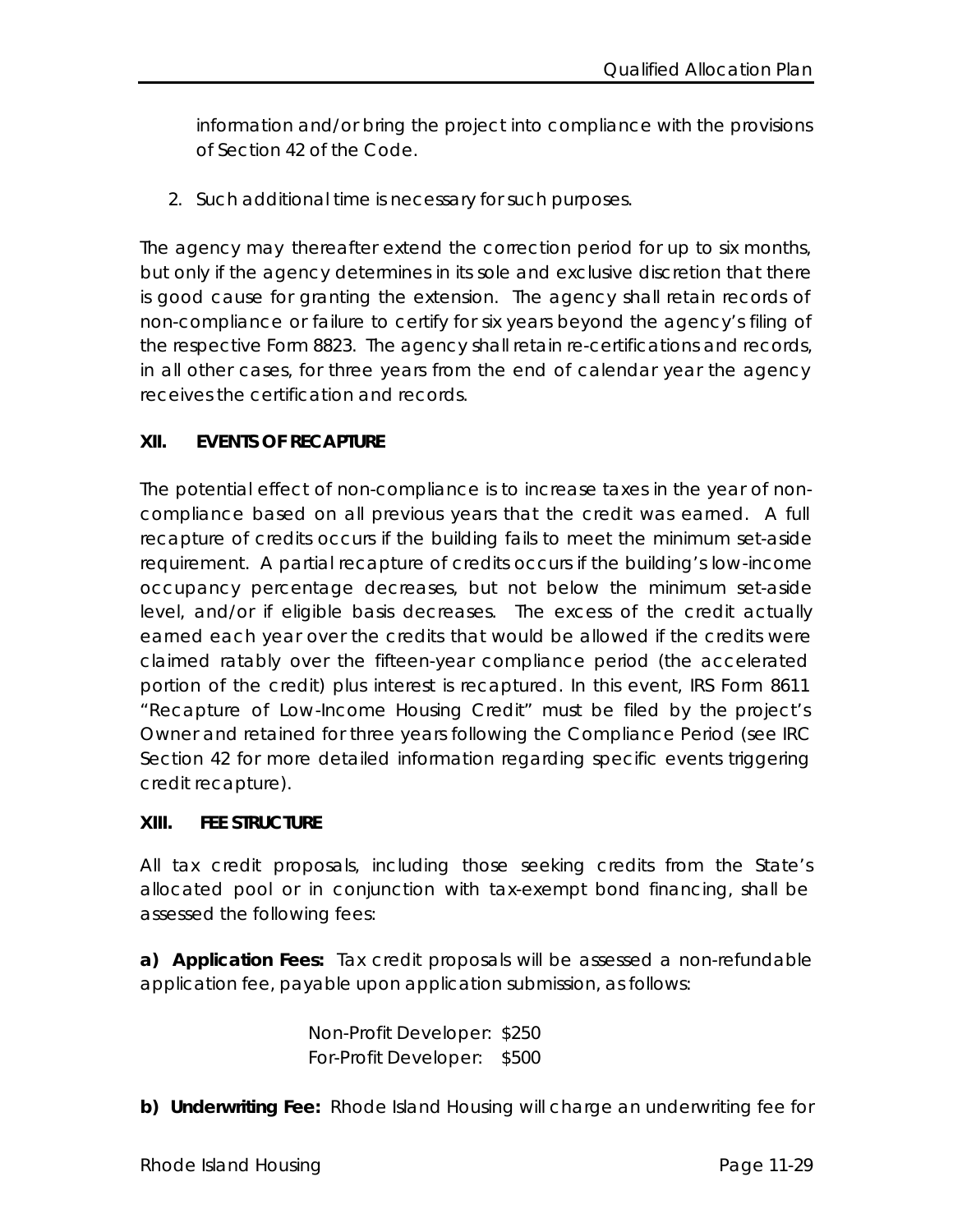information and/or bring the project into compliance with the provisions of Section 42 of the Code.

2. Such additional time is necessary for such purposes.

The agency may thereafter extend the correction period for up to six months, but only if the agency determines in its sole and exclusive discretion that there is good cause for granting the extension. The agency shall retain records of non-compliance or failure to certify for six years beyond the agency's filing of the respective Form 8823. The agency shall retain re-certifications and records, in all other cases, for three years from the end of calendar year the agency receives the certification and records.

## XII. EVENTS OF RECAPTURE

The potential effect of non-compliance is to increase taxes in the year of non-compliance based on all previous years that the credit was earned. A full recapture of credits occurs if the building fails to meet the minimum set-aside requirement. A partial recapture of credits occurs if the building's low-income occupancy percentage decreases, but not below the minimum set-aside level, and/or if eligible basis decreases. The excess of the credit actually earned each year over the credits that would be allowed if the credits were claimed ratably over the fifteen-year compliance period (the accelerated portion of the credit) plus interest is recaptured. In this event, IRS Form 8611 "Recapture of Low-Income Housing Credit" must be filed by the project's Owner and retained for three years following the Compliance Period (see IRC Section 42 for more detailed information regarding specific events triggering credit recapture).

## XIII. FEE STRUCTURE

All tax credit proposals, including those seeking credits from the State's allocated pool or in conjunction with tax-exempt bond financing, shall be assessed the following fees:

**a) Application Fees:** Tax credit proposals will be assessed a non-refundable application fee, payable upon application submission, as follows:

Non-Profit Developer: $250
For-Profit Developer: $500

**b) Underwriting Fee:** Rhode Island Housing will charge an underwriting fee for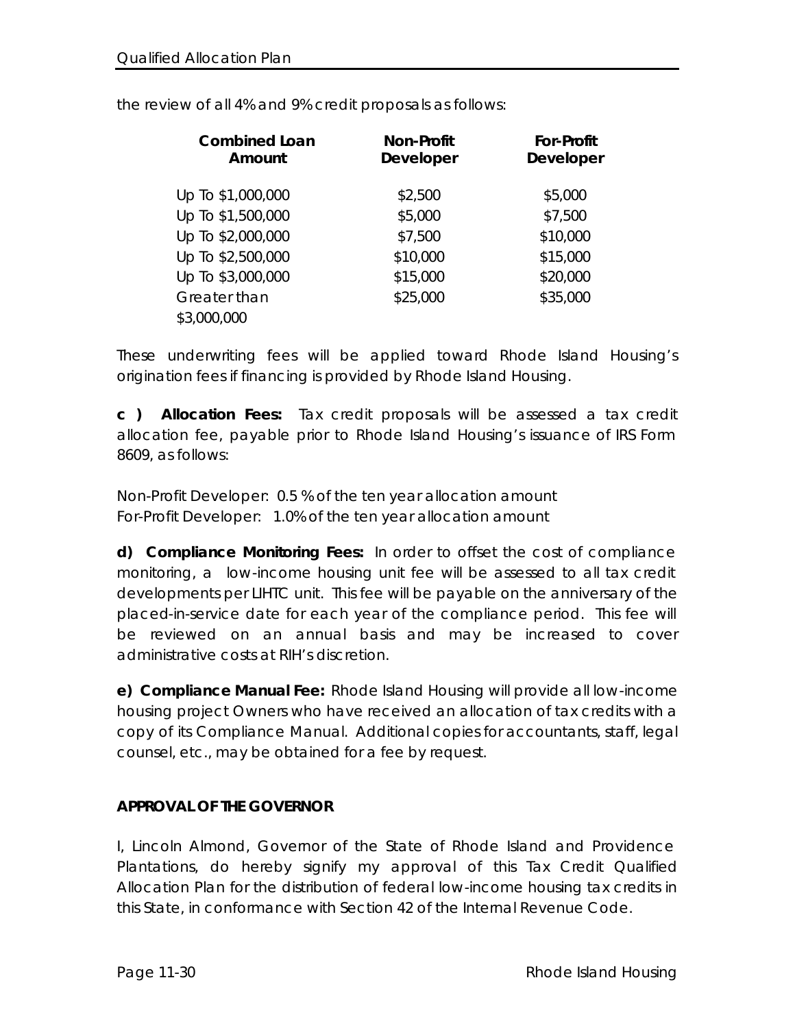the review of all 4% and 9% credit proposals as follows:

| Combined Loan Amount | Non-Profit Developer | For-Profit Developer |
|---|---|---|
| Up To $1,000,000 | $2,500 | $5,000 |
| Up To $1,500,000 | $5,000 | $7,500 |
| Up To $2,000,000 | $7,500 | $10,000 |
| Up To $2,500,000 | $10,000 | $15,000 |
| Up To $3,000,000 | $15,000 | $20,000 |
| Greater than $3,000,000 | $25,000 | $35,000 |

These underwriting fees will be applied toward Rhode Island Housing's origination fees if financing is provided by Rhode Island Housing.

**c ) Allocation Fees:** Tax credit proposals will be assessed a tax credit allocation fee, payable prior to Rhode Island Housing's issuance of IRS Form 8609, as follows:

Non-Profit Developer: 0.5 % of the ten year allocation amount
For-Profit Developer: 1.0% of the ten year allocation amount

**d) Compliance Monitoring Fees:** In order to offset the cost of compliance monitoring, a low-income housing unit fee will be assessed to all tax credit developments per LIHTC unit. This fee will be payable on the anniversary of the placed-in-service date for each year of the compliance period. This fee will be reviewed on an annual basis and may be increased to cover administrative costs at RIH's discretion.

**e) Compliance Manual Fee:** Rhode Island Housing will provide all low-income housing project Owners who have received an allocation of tax credits with a copy of its Compliance Manual. Additional copies for accountants, staff, legal counsel, etc., may be obtained for a fee by request.

**APPROVAL OF THE GOVERNOR**

I, Lincoln Almond, Governor of the State of Rhode Island and Providence Plantations, do hereby signify my approval of this Tax Credit Qualified Allocation Plan for the distribution of federal low-income housing tax credits in this State, in conformance with Section 42 of the Internal Revenue Code.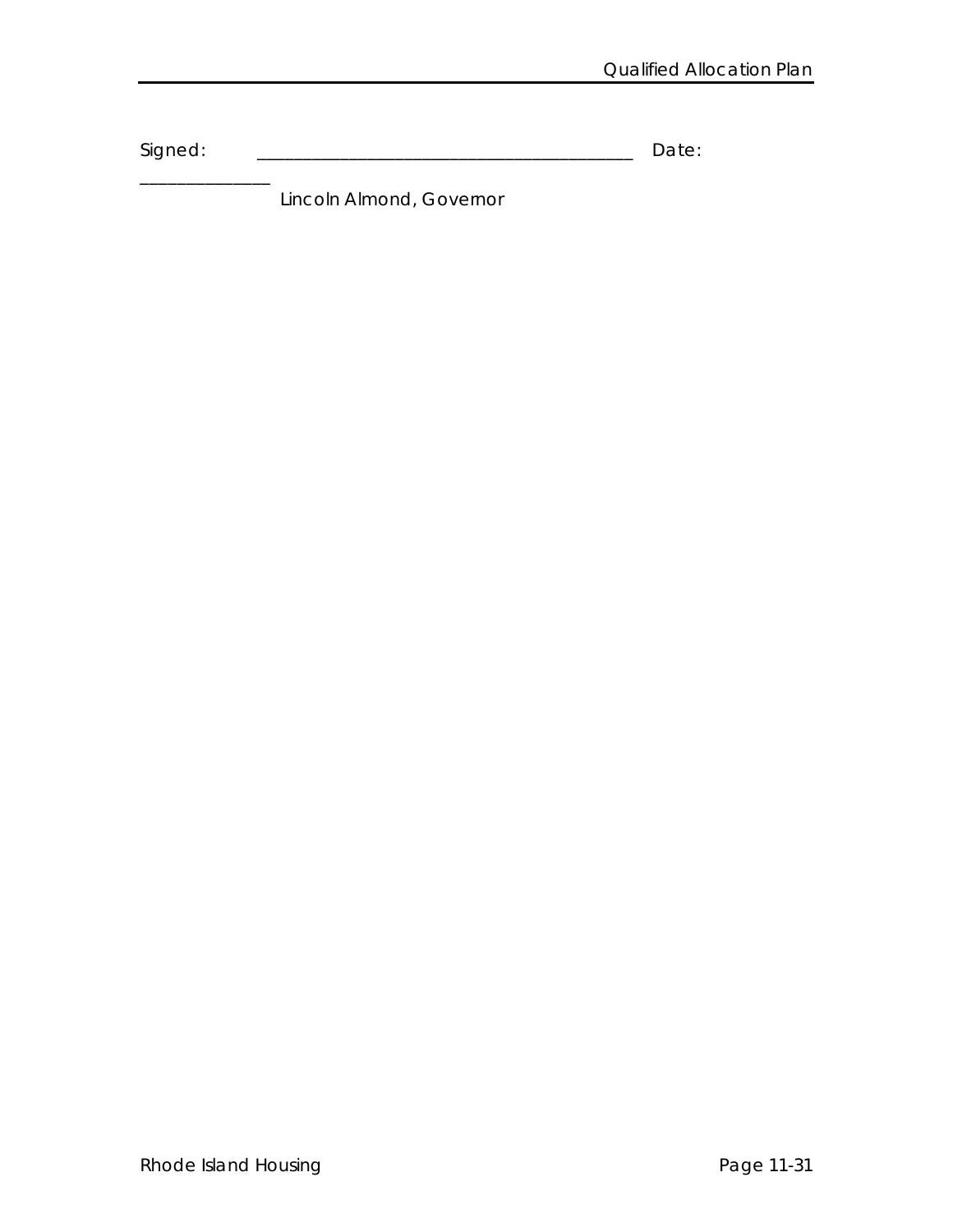Signed: \_\_\_\_\_\_\_\_\_\_\_\_\_\_\_\_\_\_\_\_\_\_\_\_\_\_\_\_\_\_\_\_\_\_\_\_\_\_\_\_\_\_ Date: \_\_\_\_\_\_\_\_\_\_\_\_\_\_\_

Lincoln Almond, Governor